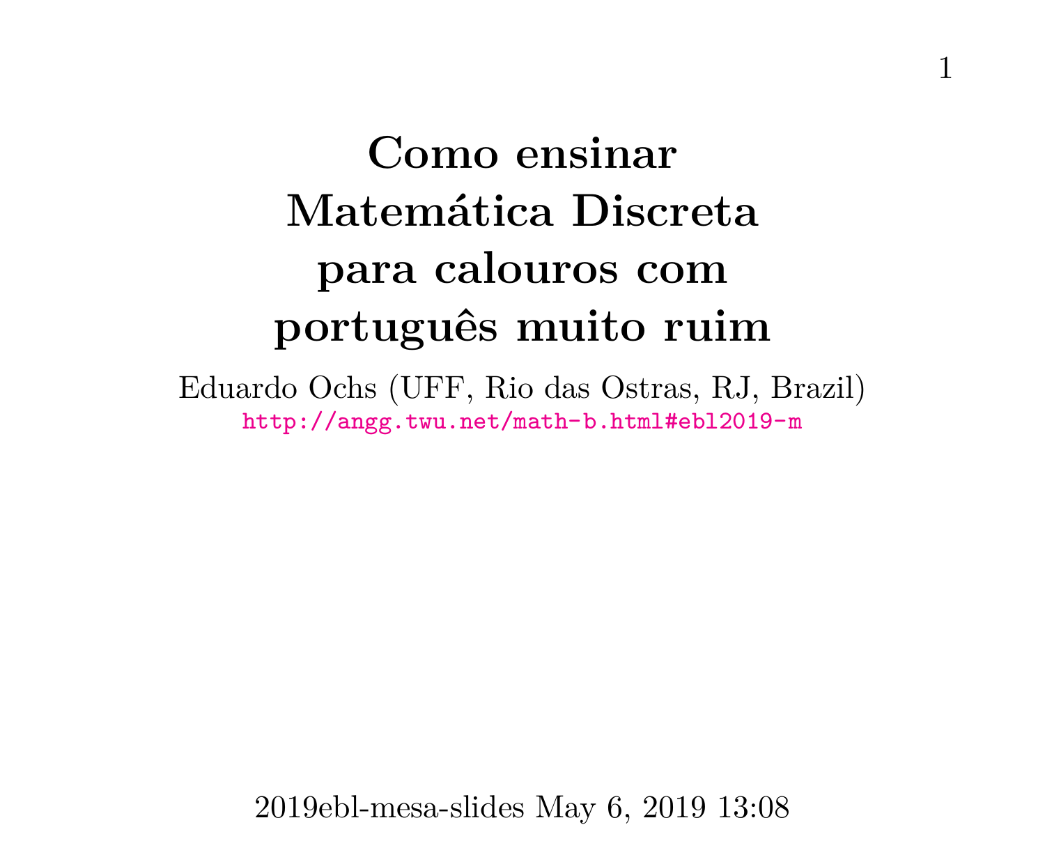# Como ensinar Matemática Discreta para calouros com português muito ruim

Eduardo Ochs (UFF, Rio das Ostras, RJ, Brazil)

http://angg.twu.net/math-b.html#ebl2019-m

2019ebl-mesa-slides May 6, 2019 13:08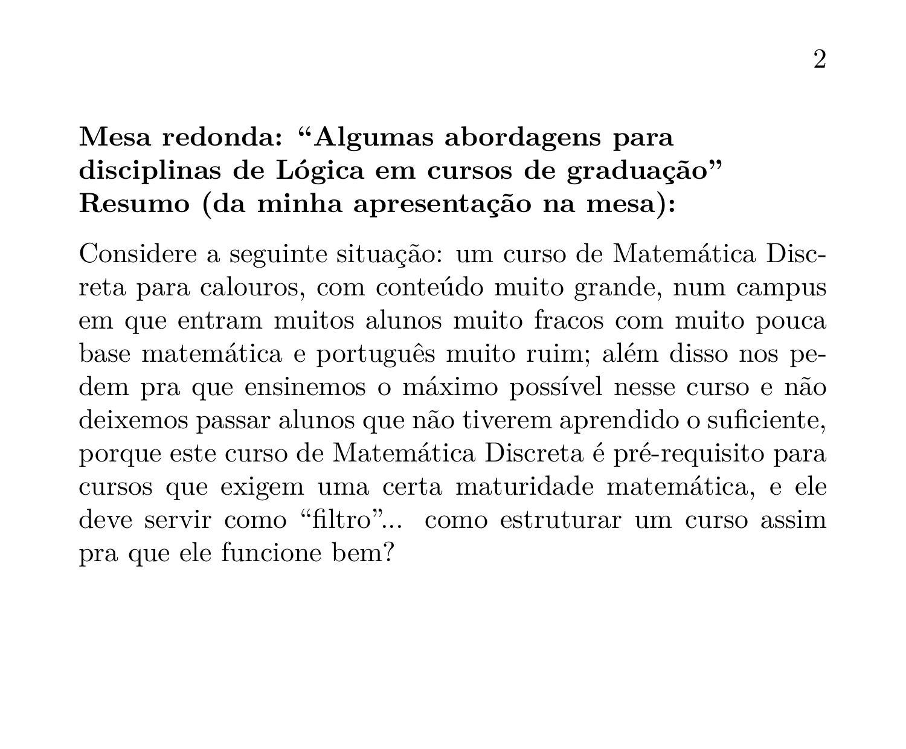**Mesa redonda: “Algumas abordagens para disciplinas de Lógica em cursos de graduação”**
**Resumo (da minha apresentação na mesa):**

Considere a seguinte situação: um curso de Matemática Discreta para calouros, com conteúdo muito grande, num campus em que entram muitos alunos muito fracos com muito pouca base matemática e português muito ruim; além disso nos pedem pra que ensinemos o máximo possível nesse curso e não deixemos passar alunos que não tiverem aprendido o suficiente, porque este curso de Matemática Discreta é pré-requisito para cursos que exigem uma certa maturidade matemática, e ele deve servir como “filtro”... como estruturar um curso assim pra que ele funcione bem?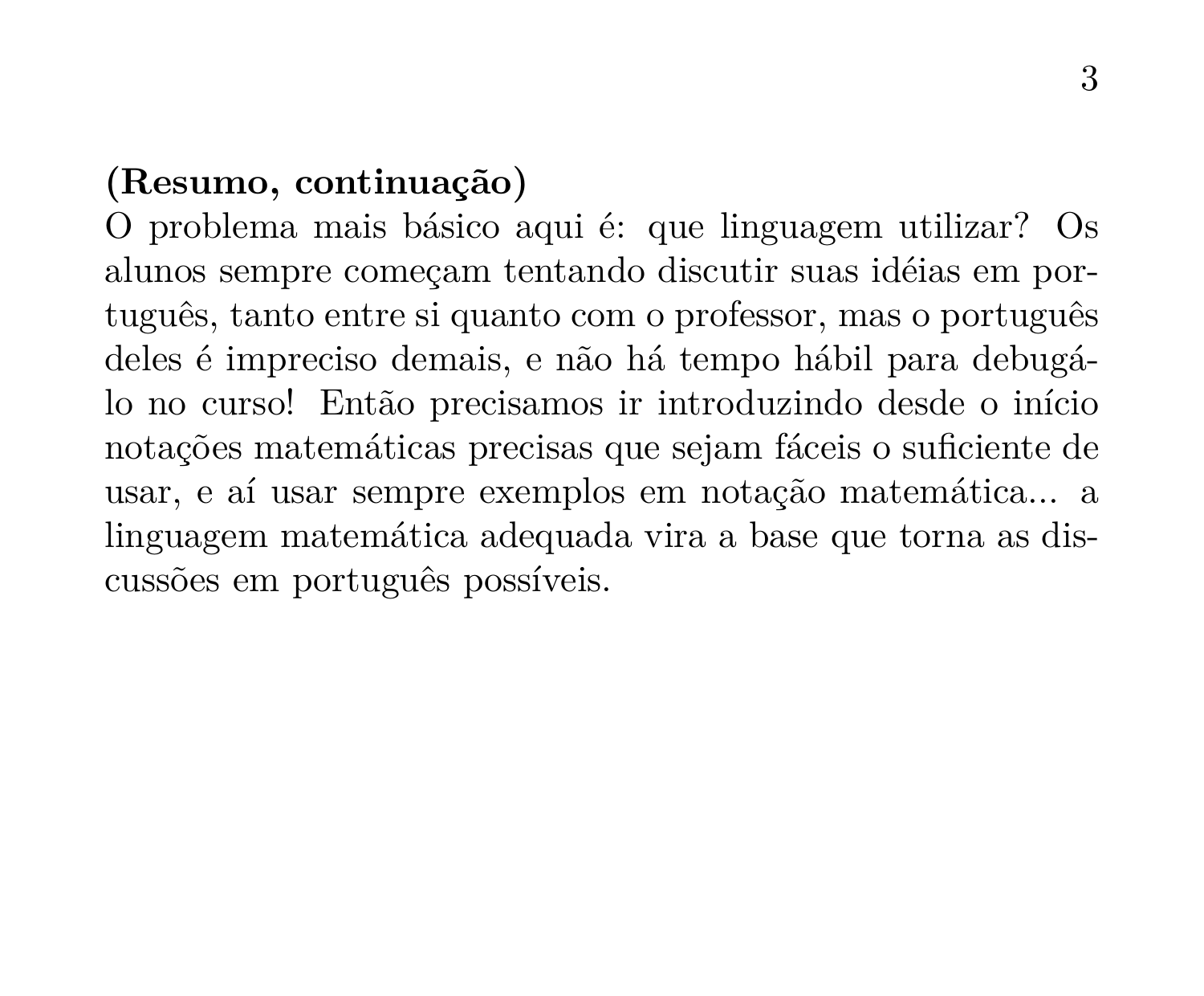**(Resumo, continuação)**

O problema mais básico aqui é: que linguagem utilizar? Os alunos sempre começam tentando discutir suas idéias em português, tanto entre si quanto com o professor, mas o português deles é impreciso demais, e não há tempo hábil para debugá-lo no curso! Então precisamos ir introduzindo desde o início notações matemáticas precisas que sejam fáceis o suficiente de usar, e aí usar sempre exemplos em notação matemática... a linguagem matemática adequada vira a base que torna as discussões em português possíveis.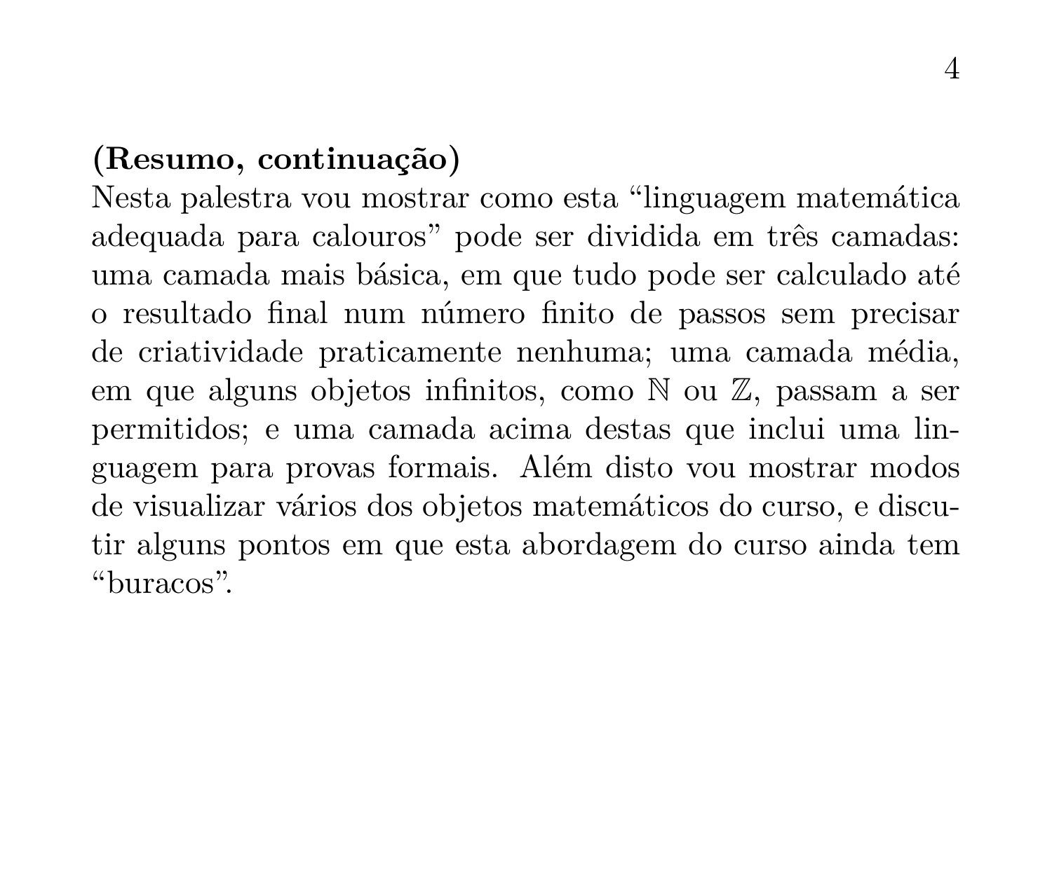**(Resumo, continuação)**
Nesta palestra vou mostrar como esta "linguagem matemática adequada para calouros" pode ser dividida em três camadas: uma camada mais básica, em que tudo pode ser calculado até o resultado final num número finito de passos sem precisar de criatividade praticamente nenhuma; uma camada média, em que alguns objetos infinitos, como $\mathbb{N}$ ou $\mathbb{Z}$, passam a ser permitidos; e uma camada acima destas que inclui uma linguagem para provas formais. Além disto vou mostrar modos de visualizar vários dos objetos matemáticos do curso, e discutir alguns pontos em que esta abordagem do curso ainda tem "buracos".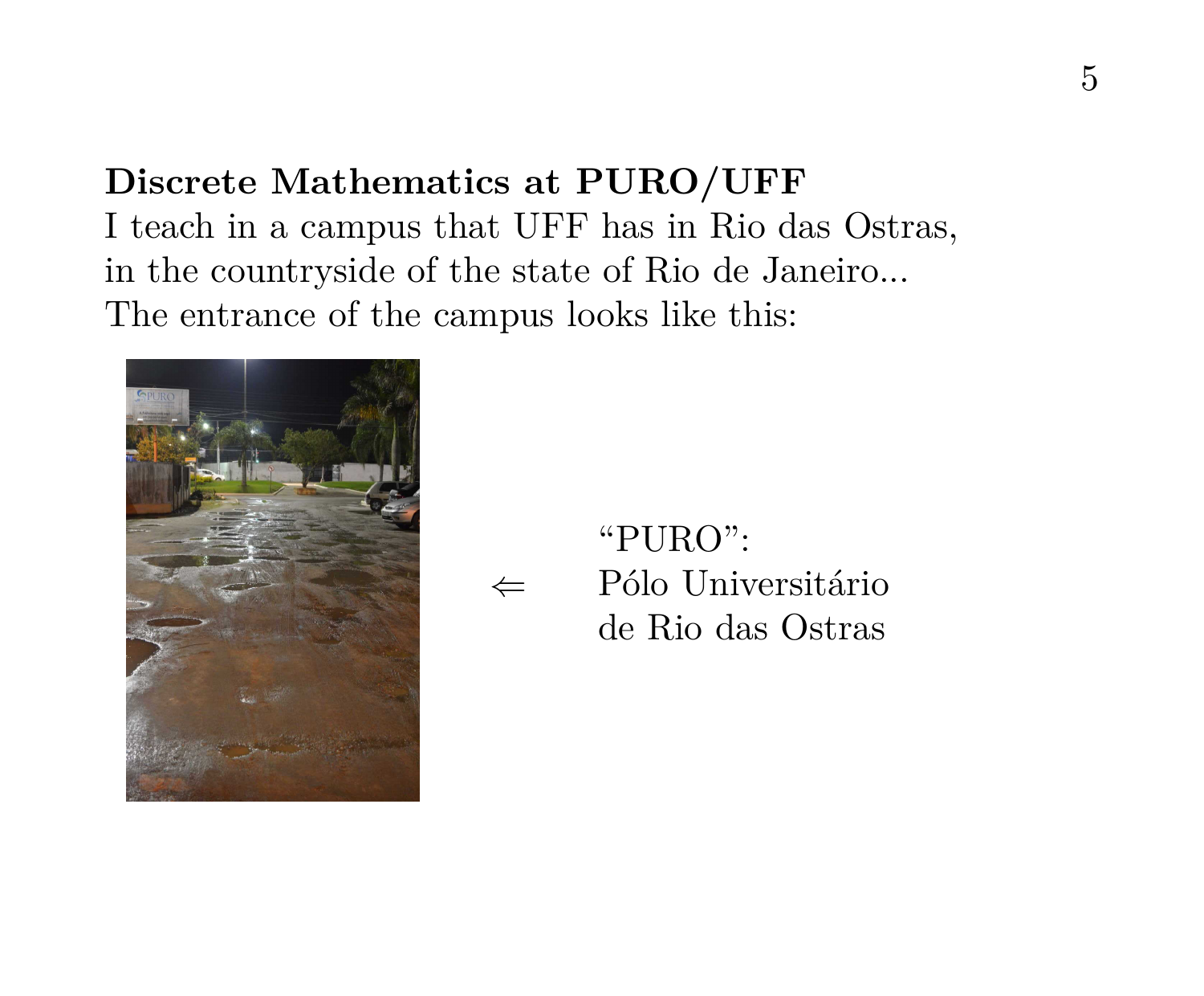**Discrete Mathematics at PURO/UFF**

I teach in a campus that UFF has in Rio das Ostras,
in the countryside of the state of Rio de Janeiro...
The entrance of the campus looks like this:

$\Leftarrow$ "PURO":
Pólo Universitário
de Rio das Ostras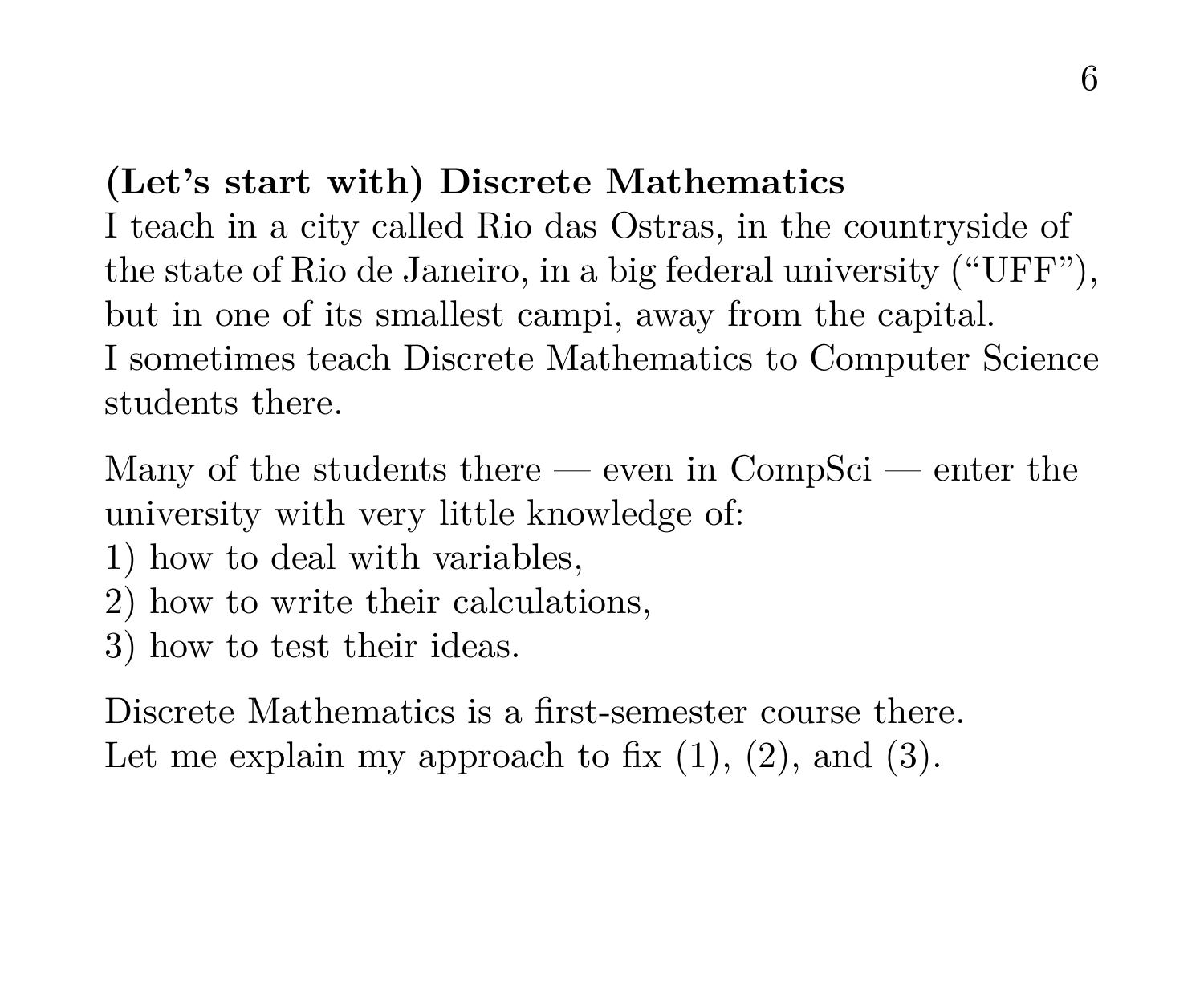**(Let's start with) Discrete Mathematics**
I teach in a city called Rio das Ostras, in the countryside of the state of Rio de Janeiro, in a big federal university ("UFF"), but in one of its smallest campi, away from the capital.
I sometimes teach Discrete Mathematics to Computer Science students there.

Many of the students there — even in CompSci — enter the university with very little knowledge of:
1) how to deal with variables,
2) how to write their calculations,
3) how to test their ideas.

Discrete Mathematics is a first-semester course there.
Let me explain my approach to fix (1), (2), and (3).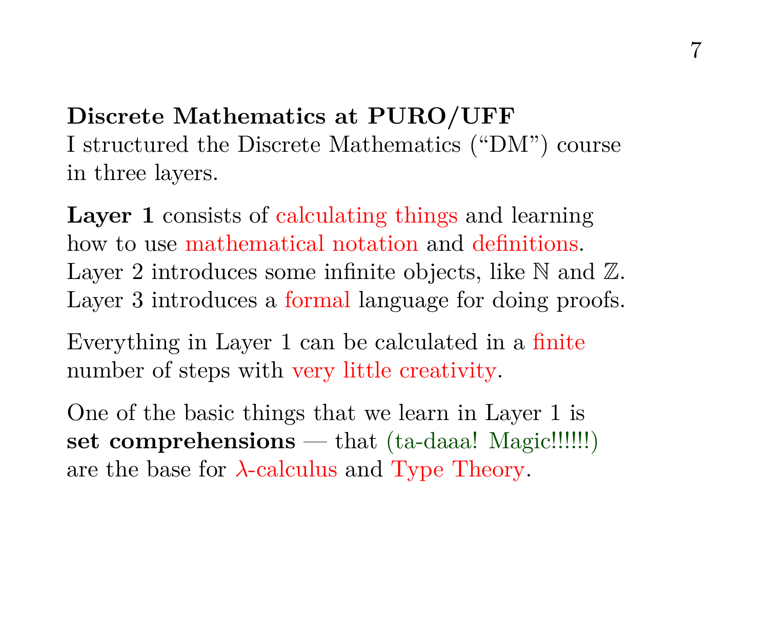**Discrete Mathematics at PURO/UFF**
I structured the Discrete Mathematics (“DM”) course in three layers.

**Layer 1** consists of calculating things and learning how to use mathematical notation and definitions.
Layer 2 introduces some infinite objects, like $\mathbb{N}$ and $\mathbb{Z}$.
Layer 3 introduces a formal language for doing proofs.

Everything in Layer 1 can be calculated in a finite number of steps with very little creativity.

One of the basic things that we learn in Layer 1 is **set comprehensions** — that (ta-daaa! Magic!!!!!!) are the base for $\lambda$-calculus and Type Theory.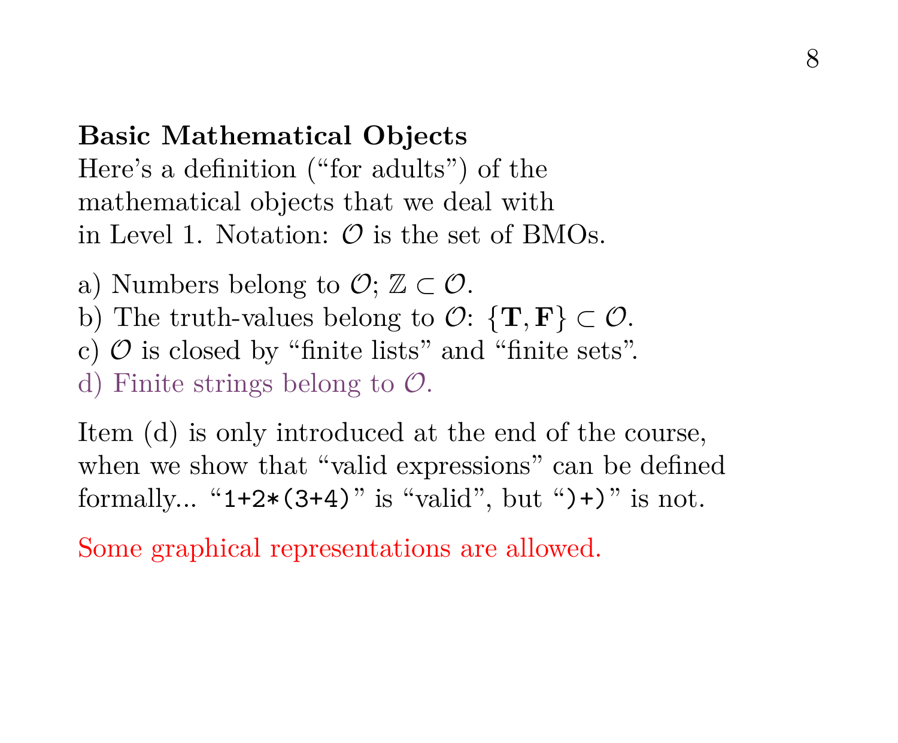**Basic Mathematical Objects**
Here's a definition ("for adults") of the mathematical objects that we deal with in Level 1. Notation: $\mathcal{O}$ is the set of BMOs.

a) Numbers belong to $\mathcal{O}$; $\mathbb{Z} \subset \mathcal{O}$.
b) The truth-values belong to $\mathcal{O}$: $\{\mathbf{T}, \mathbf{F}\} \subset \mathcal{O}$.
c) $\mathcal{O}$ is closed by "finite lists" and "finite sets".
d) Finite strings belong to $\mathcal{O}$.

Item (d) is only introduced at the end of the course, when we show that "valid expressions" can be defined formally... "`1+2*(3+4)`" is "valid", but "`)+)`" is not.

Some graphical representations are allowed.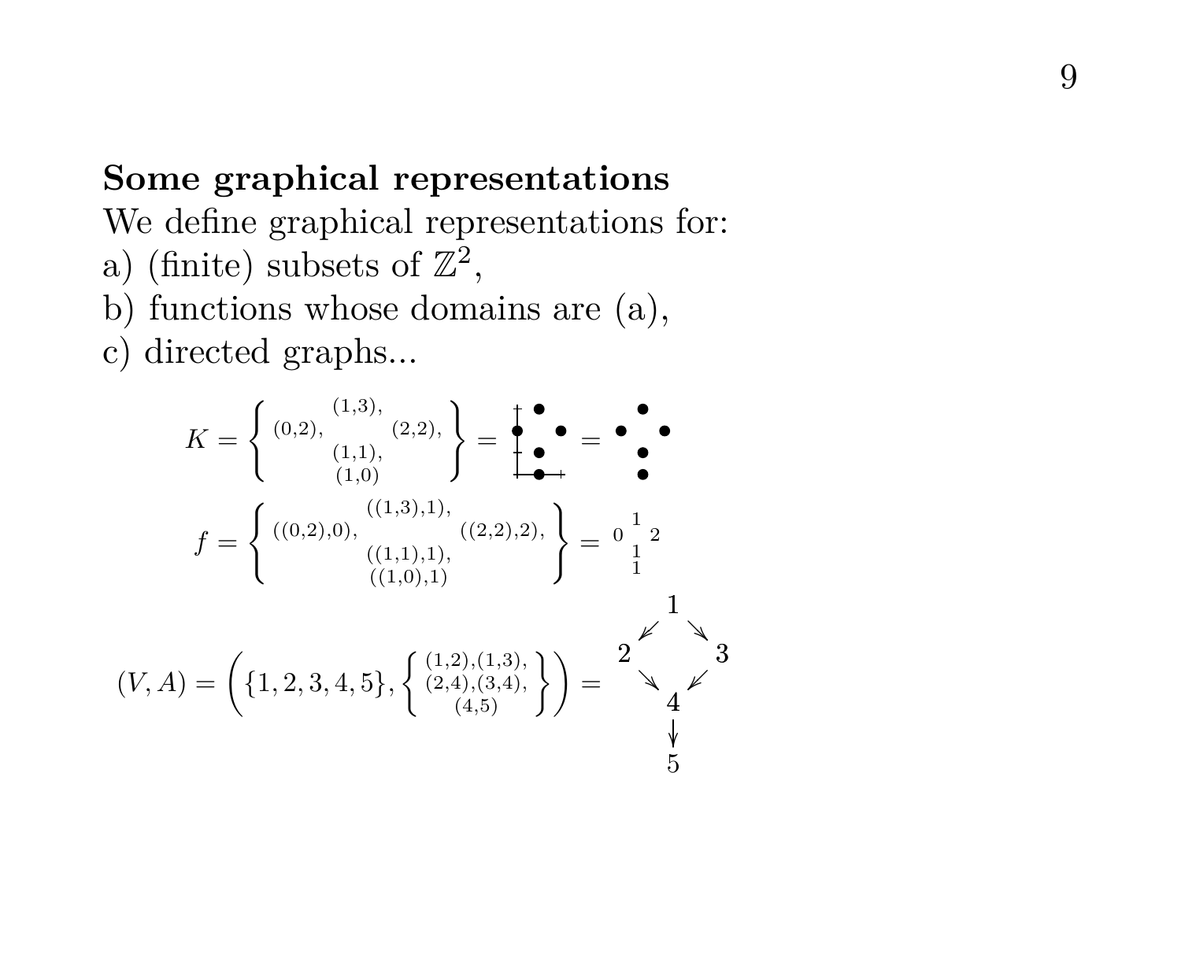**Some graphical representations**

We define graphical representations for:

a) (finite) subsets of $\mathbb{Z}^2$,

b) functions whose domains are (a),

c) directed graphs...

$$K = \left\{ \begin{matrix} & (1,3), & \\ (0,2), & & (2,2), \\ & (1,1), & \\ & (1,0) & \end{matrix} \right\} = \begin{matrix} & \bullet & \\ \bullet & & \bullet \\ & \bullet & \\ & \bullet & \end{matrix} = \begin{matrix} & \bullet & \\ \bullet & & \bullet \\ & \bullet & \\ & \bullet & \end{matrix}$$

$$f = \left\{ \begin{matrix} & ((1,3),1), & \\ ((0,2),0), & & ((2,2),2), \\ & ((1,1),1), & \\ & ((1,0),1) & \end{matrix} \right\} = \begin{matrix} & 1 & \\ 0 & & 2 \\ & 1 & \\ & 1 & \end{matrix}$$

$$(V, A) = \left( \{1,2,3,4,5\}, \left\{ \begin{matrix} (1,2),(1,3), \\ (2,4),(3,4), \\ (4,5) \end{matrix} \right\} \right) = \begin{matrix} & 1 & \\ \swarrow & & \searrow \\ 2 & & 3 \\ \searrow & & \swarrow \\ & 4 & \\ & \downarrow & \\ & 5 & \end{matrix}$$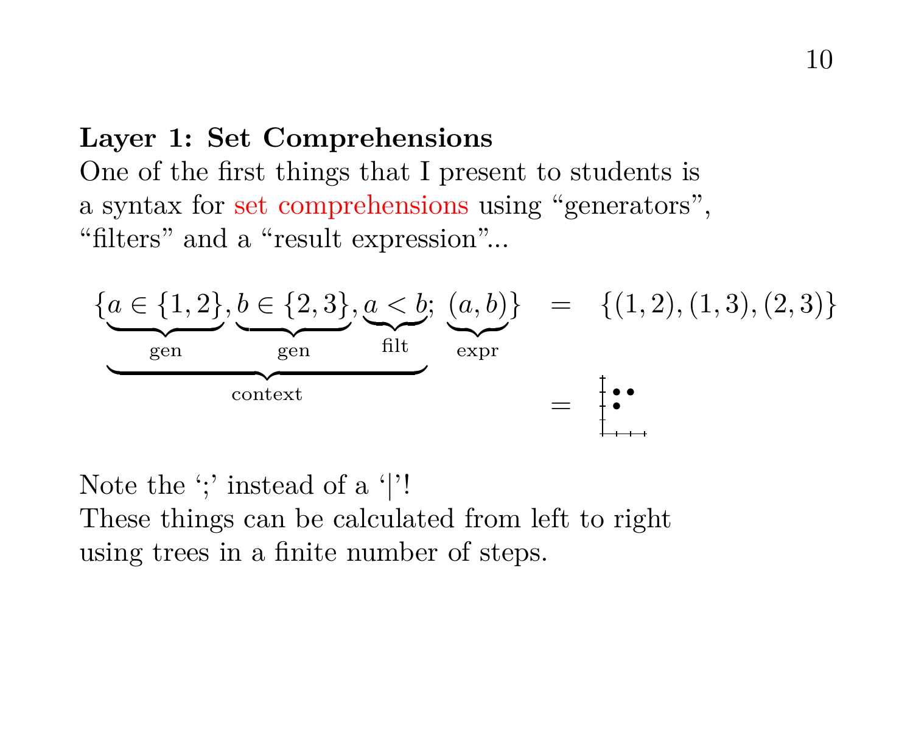**Layer 1: Set Comprehensions**

One of the first things that I present to students is a syntax for set comprehensions using "generators", "filters" and a "result expression"...

$$\{\underbrace{\underbrace{a \in \{1,2\}}_{\text{gen}}, \underbrace{b \in \{2,3\}}_{\text{gen}}, \underbrace{a < b}_{\text{filt}}}_{\text{context}}; \underbrace{(a,b)}_{\text{expr}}\} \quad = \quad \{(1,2),(1,3),(2,3)\}$$

$$=$$

Note the ';' instead of a '|'!

These things can be calculated from left to right using trees in a finite number of steps.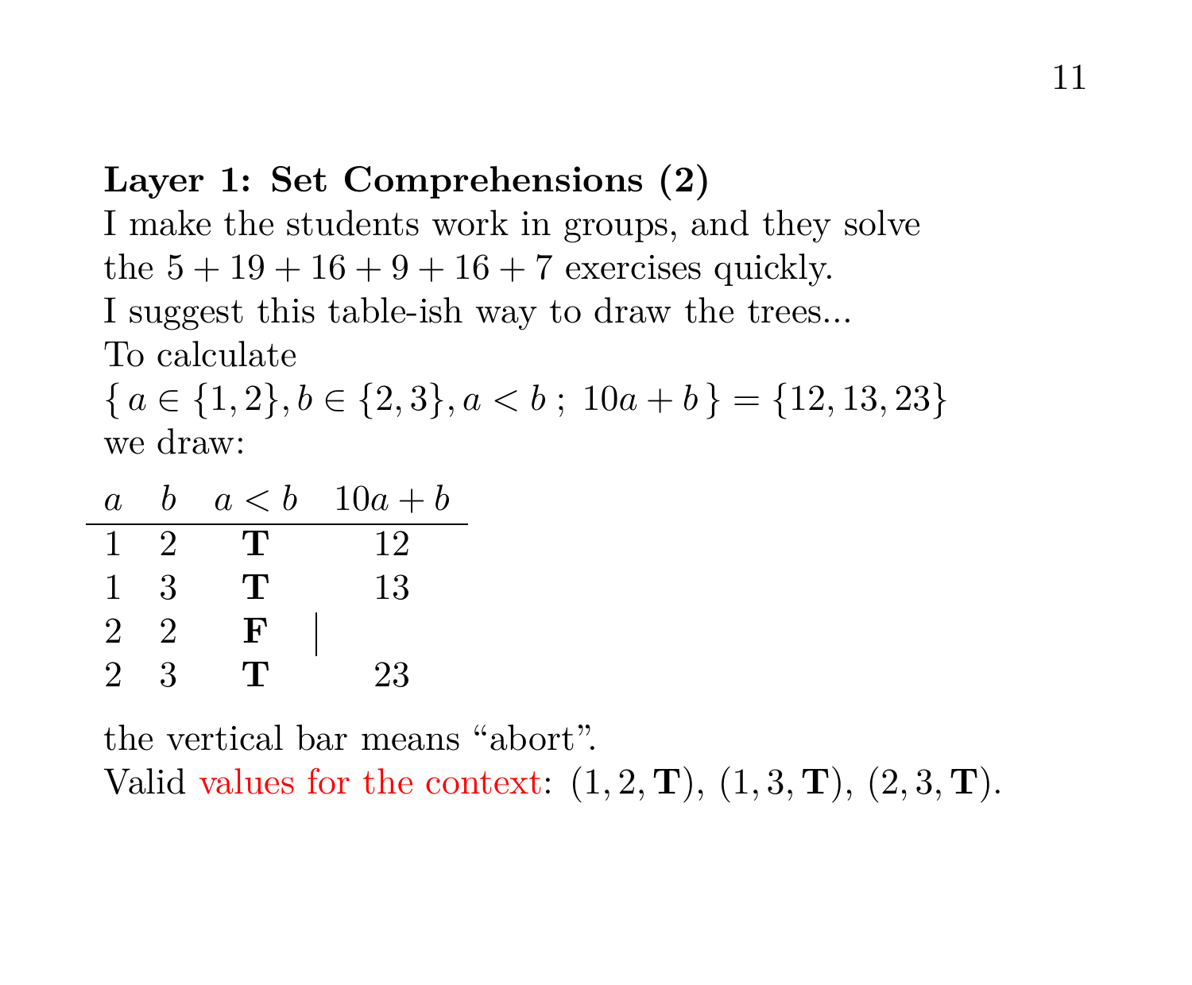**Layer 1: Set Comprehensions (2)**

I make the students work in groups, and they solve the $5 + 19 + 16 + 9 + 16 + 7$ exercises quickly.
I suggest this table-ish way to draw the trees...
To calculate
$\{\, a \in \{1, 2\}, b \in \{2, 3\}, a < b \;;\; 10a + b \,\} = \{12, 13, 23\}$
we draw:

| $a$ | $b$ | $a < b$ | | $10a + b$ |
|---|---|---|---|---|
| 1 | 2 | **T** | | 12 |
| 1 | 3 | **T** | | 13 |
| 2 | 2 | **F** | \| | |
| 2 | 3 | **T** | | 23 |

the vertical bar means "abort".
Valid values for the context: $(1, 2, \mathbf{T})$, $(1, 3, \mathbf{T})$, $(2, 3, \mathbf{T})$.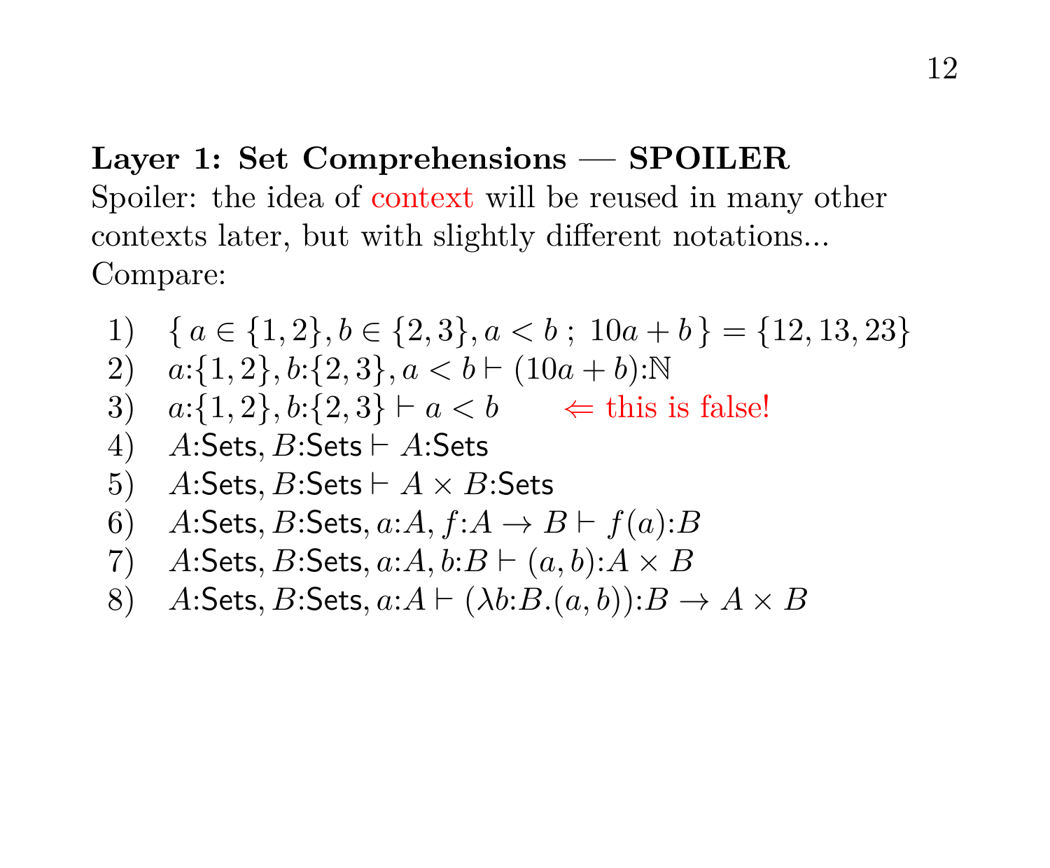**Layer 1: Set Comprehensions — SPOILER**

Spoiler: the idea of context will be reused in many other contexts later, but with slightly different notations...

Compare:

1) $\{\, a \in \{1,2\}, b \in \{2,3\}, a < b \;;\; 10a + b \,\} = \{12, 13, 23\}$
2) $a{:}\{1,2\}, b{:}\{2,3\}, a < b \vdash (10a + b){:}\mathbb{N}$
3) $a{:}\{1,2\}, b{:}\{2,3\} \vdash a < b$ $\quad\Leftarrow$ this is false!
4) $A{:}\mathsf{Sets}, B{:}\mathsf{Sets} \vdash A{:}\mathsf{Sets}$
5) $A{:}\mathsf{Sets}, B{:}\mathsf{Sets} \vdash A \times B{:}\mathsf{Sets}$
6) $A{:}\mathsf{Sets}, B{:}\mathsf{Sets}, a{:}A, f{:}A \to B \vdash f(a){:}B$
7) $A{:}\mathsf{Sets}, B{:}\mathsf{Sets}, a{:}A, b{:}B \vdash (a,b){:}A \times B$
8) $A{:}\mathsf{Sets}, B{:}\mathsf{Sets}, a{:}A \vdash (\lambda b{:}B.(a,b)){:}B \to A \times B$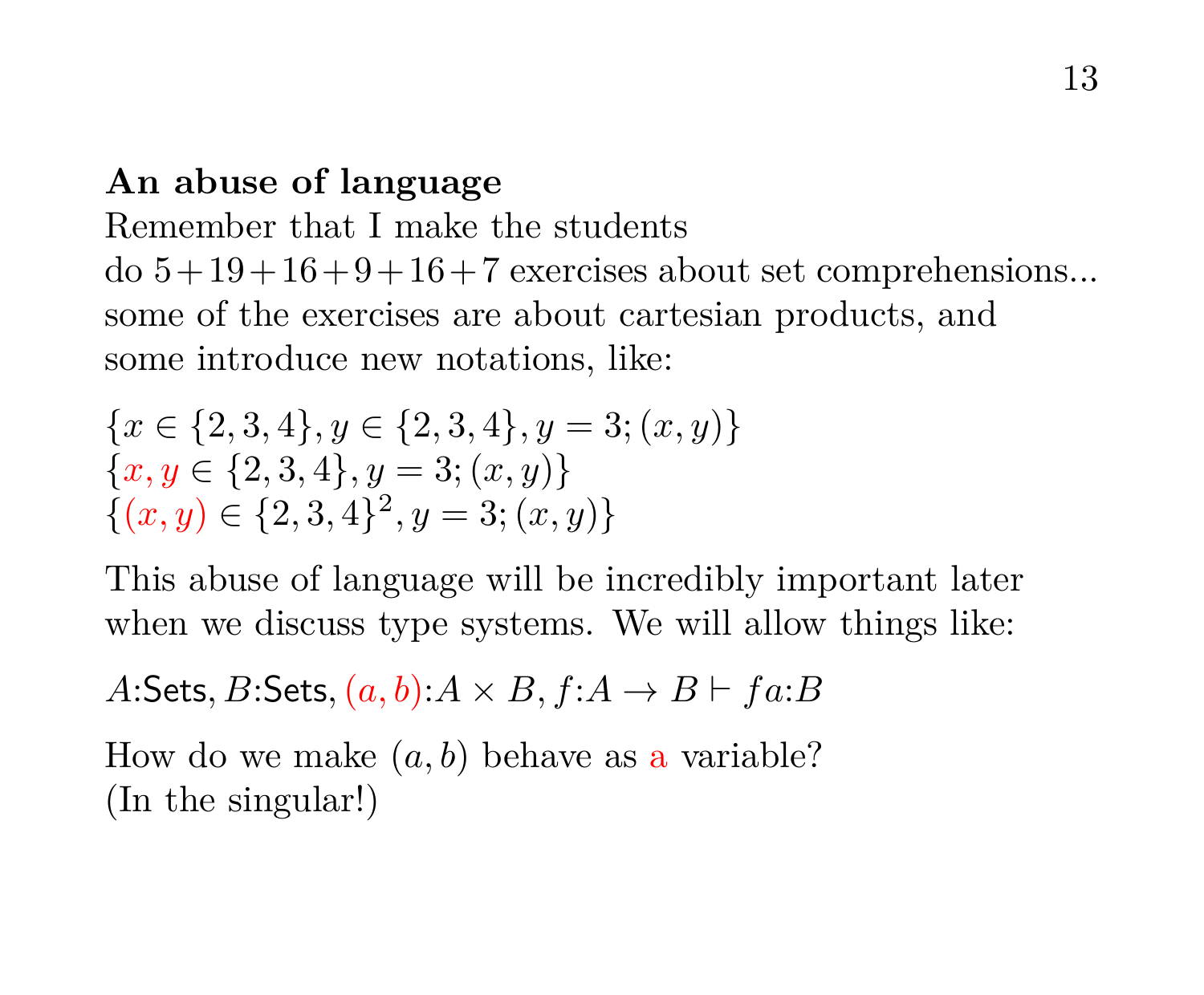**An abuse of language**

Remember that I make the students
do $5+19+16+9+16+7$ exercises about set comprehensions...
some of the exercises are about cartesian products, and
some introduce new notations, like:

$$\{x \in \{2,3,4\}, y \in \{2,3,4\}, y = 3; (x,y)\}$$
$$\{x, y \in \{2,3,4\}, y = 3; (x,y)\}$$
$$\{(x,y) \in \{2,3,4\}^2, y = 3; (x,y)\}$$

This abuse of language will be incredibly important later
when we discuss type systems. We will allow things like:

$$A{:}\mathsf{Sets}, B{:}\mathsf{Sets}, (a,b){:}A \times B, f{:}A \to B \vdash fa{:}B$$

How do we make $(a,b)$ behave as a variable?
(In the singular!)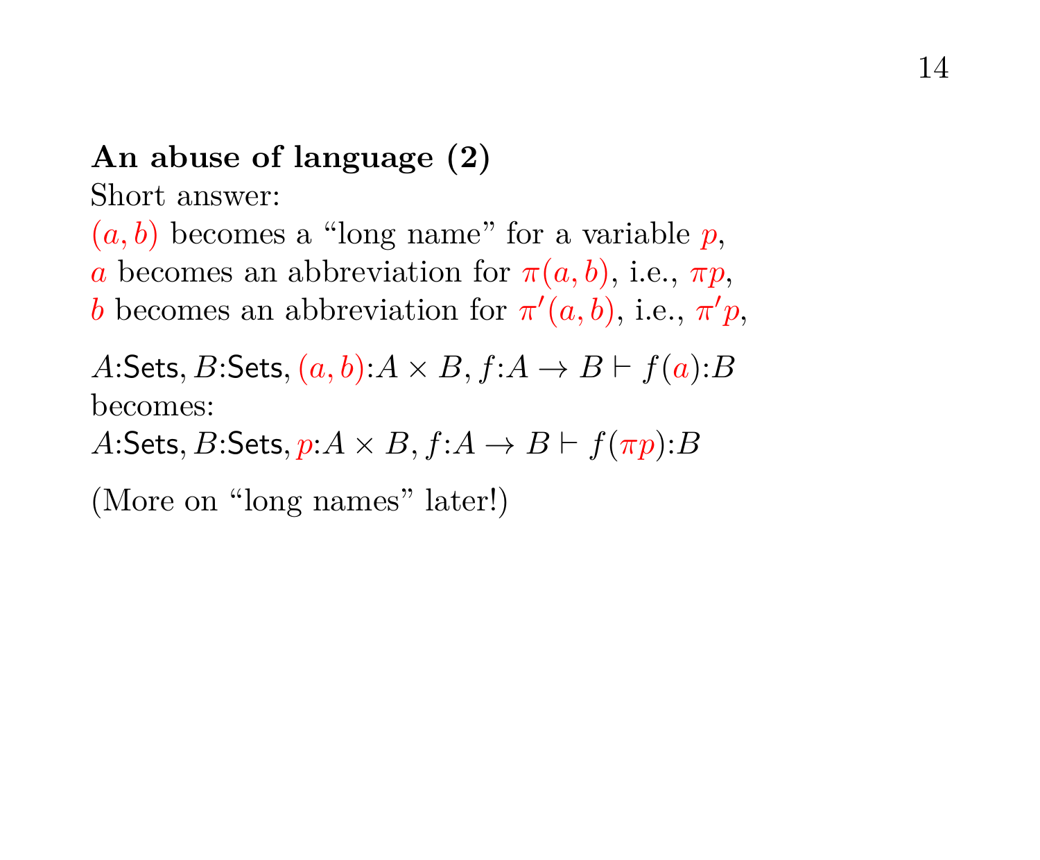**An abuse of language (2)**

Short answer:

$(a, b)$ becomes a "long name" for a variable $p$,
$a$ becomes an abbreviation for $\pi(a, b)$, i.e., $\pi p$,
$b$ becomes an abbreviation for $\pi'(a, b)$, i.e., $\pi' p$,

$A{:}\mathsf{Sets}, B{:}\mathsf{Sets}, (a, b){:}A \times B, f{:}A \to B \vdash f(a){:}B$
becomes:
$A{:}\mathsf{Sets}, B{:}\mathsf{Sets}, p{:}A \times B, f{:}A \to B \vdash f(\pi p){:}B$

(More on "long names" later!)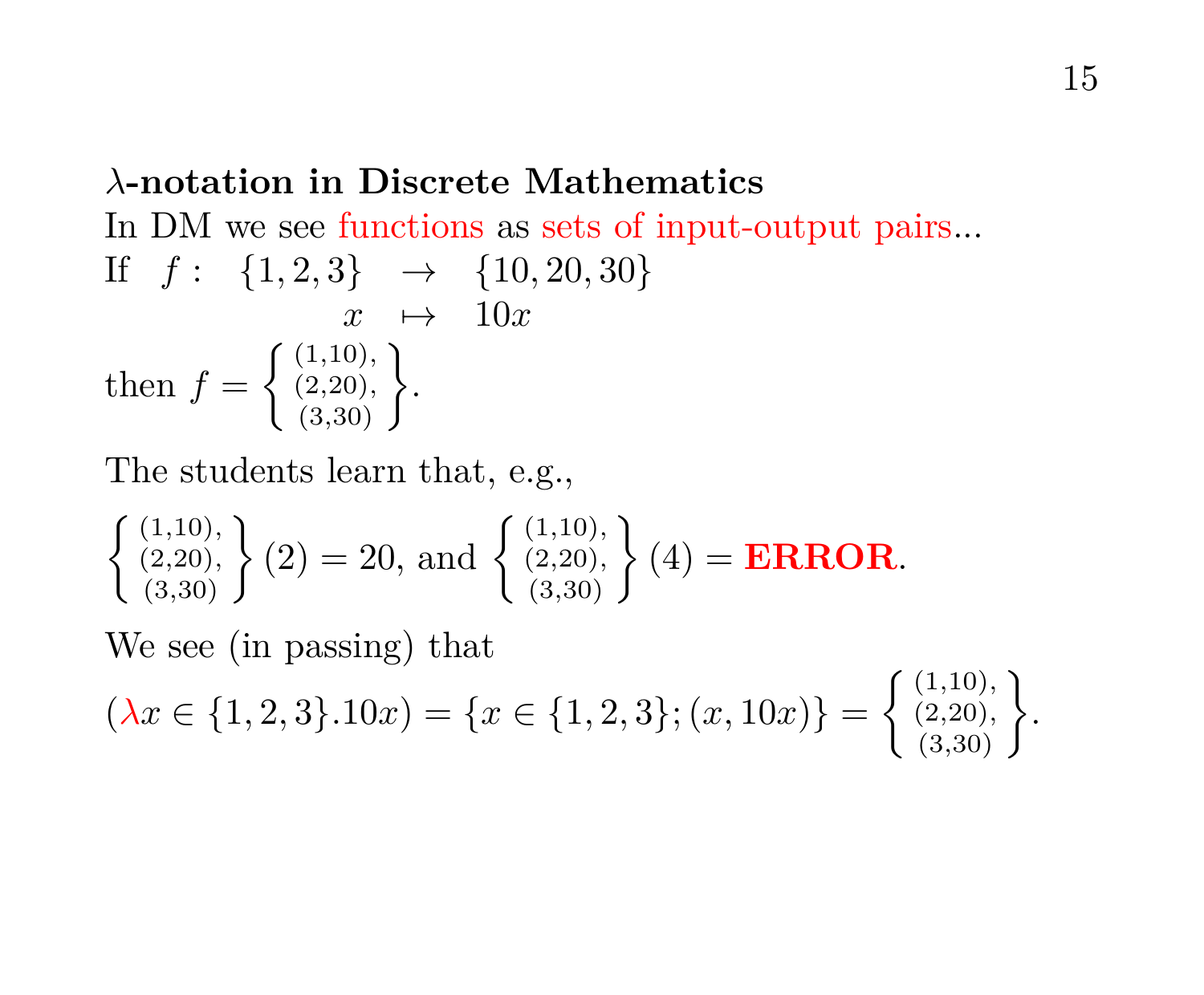**$\lambda$-notation in Discrete Mathematics**

In DM we see functions as sets of input-output pairs...

If $\begin{array}{rrcl} f: & \{1,2,3\} & \to & \{10,20,30\} \\ & x & \mapsto & 10x \end{array}$

then $f = \left\{ \begin{smallmatrix} (1,10), \\ (2,20), \\ (3,30) \end{smallmatrix} \right\}$.

The students learn that, e.g.,

$\left\{ \begin{smallmatrix} (1,10), \\ (2,20), \\ (3,30) \end{smallmatrix} \right\}(2) = 20$, and $\left\{ \begin{smallmatrix} (1,10), \\ (2,20), \\ (3,30) \end{smallmatrix} \right\}(4) =$ **ERROR**.

We see (in passing) that

$(\lambda x \in \{1,2,3\}.10x) = \{x \in \{1,2,3\}; (x, 10x)\} = \left\{ \begin{smallmatrix} (1,10), \\ (2,20), \\ (3,30) \end{smallmatrix} \right\}$.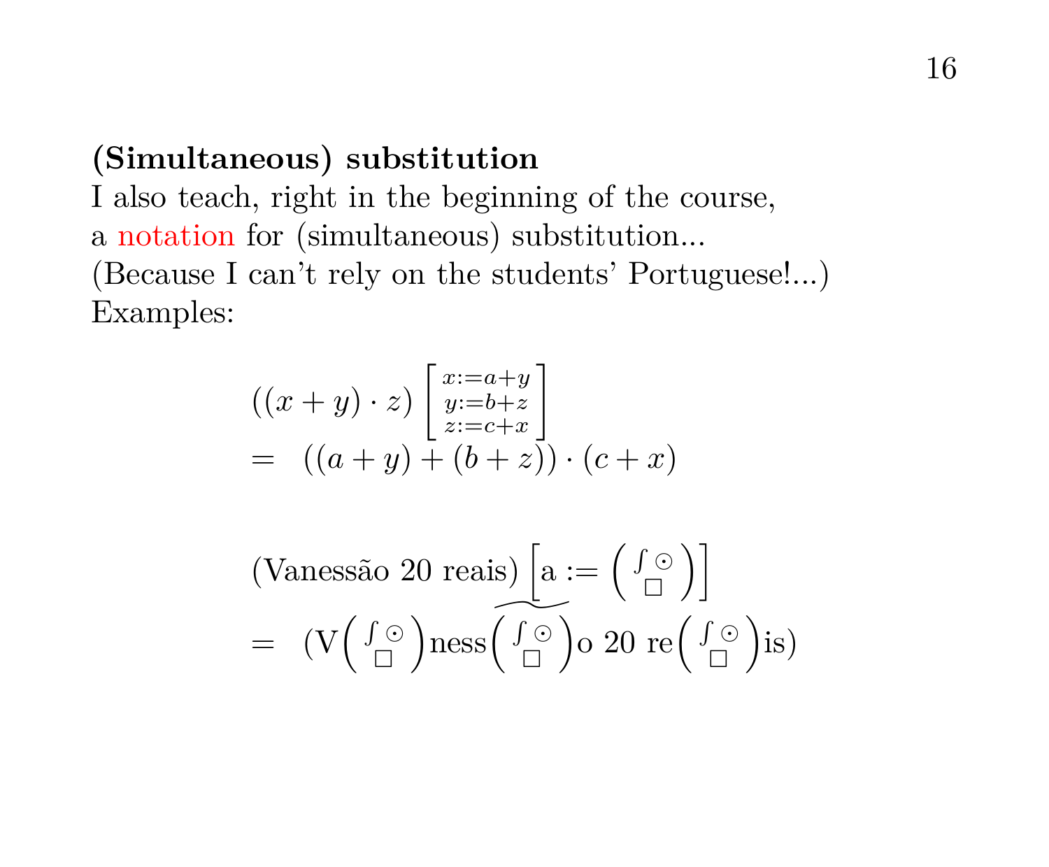**(Simultaneous) substitution**

I also teach, right in the beginning of the course,
a notation for (simultaneous) substitution...
(Because I can't rely on the students' Portuguese!...)
Examples:

$$
\begin{array}{l}
((x+y)\cdot z)\left[\begin{smallmatrix} x:=a+y \\ y:=b+z \\ z:=c+x \end{smallmatrix}\right] \\
= \;\; ((a+y)+(b+z))\cdot(c+x)
\end{array}
$$

$$
\begin{array}{l}
(\text{Vanessão 20 reais})\left[\text{a} := \left(\begin{smallmatrix} \int\,\odot \\ \square \end{smallmatrix}\right)\right] \\
= \;\; (\text{V}\left(\begin{smallmatrix} \int\,\odot \\ \square \end{smallmatrix}\right)\text{ness}\left(\begin{smallmatrix} \int\,\odot \\ \square \end{smallmatrix}\right)\text{o 20 re}\left(\begin{smallmatrix} \int\,\odot \\ \square \end{smallmatrix}\right)\text{is})
\end{array}
$$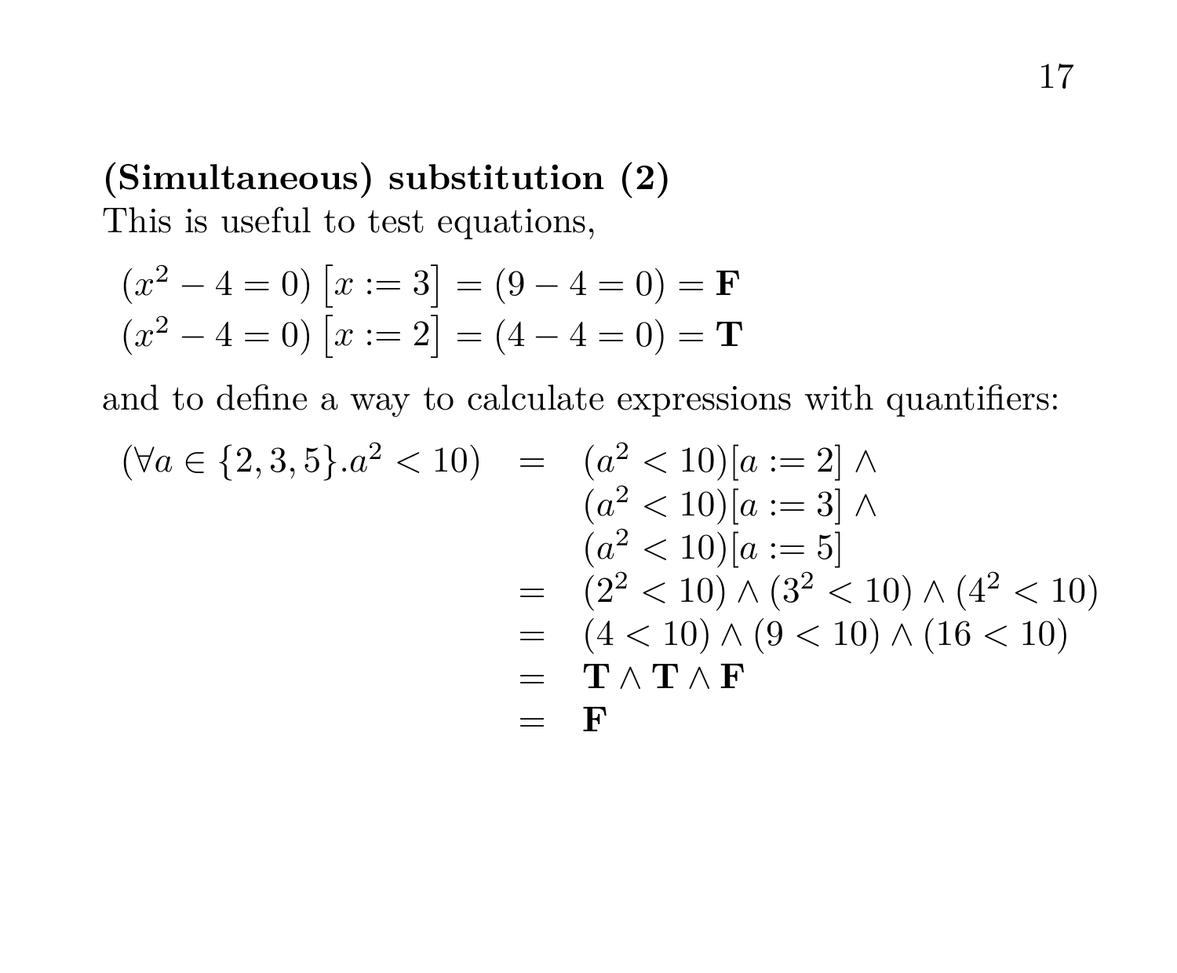**(Simultaneous) substitution (2)**

This is useful to test equations,

$$(x^2 - 4 = 0)\left[x := 3\right] = (9 - 4 = 0) = \mathbf{F}$$
$$(x^2 - 4 = 0)\left[x := 2\right] = (4 - 4 = 0) = \mathbf{T}$$

and to define a way to calculate expressions with quantifiers:

$$\begin{array}{rcl}
(\forall a \in \{2, 3, 5\}.a^2 < 10) & = & (a^2 < 10)[a := 2] \land \\
 & & (a^2 < 10)[a := 3] \land \\
 & & (a^2 < 10)[a := 5] \\
 & = & (2^2 < 10) \land (3^2 < 10) \land (4^2 < 10) \\
 & = & (4 < 10) \land (9 < 10) \land (16 < 10) \\
 & = & \mathbf{T} \land \mathbf{T} \land \mathbf{F} \\
 & = & \mathbf{F}
\end{array}$$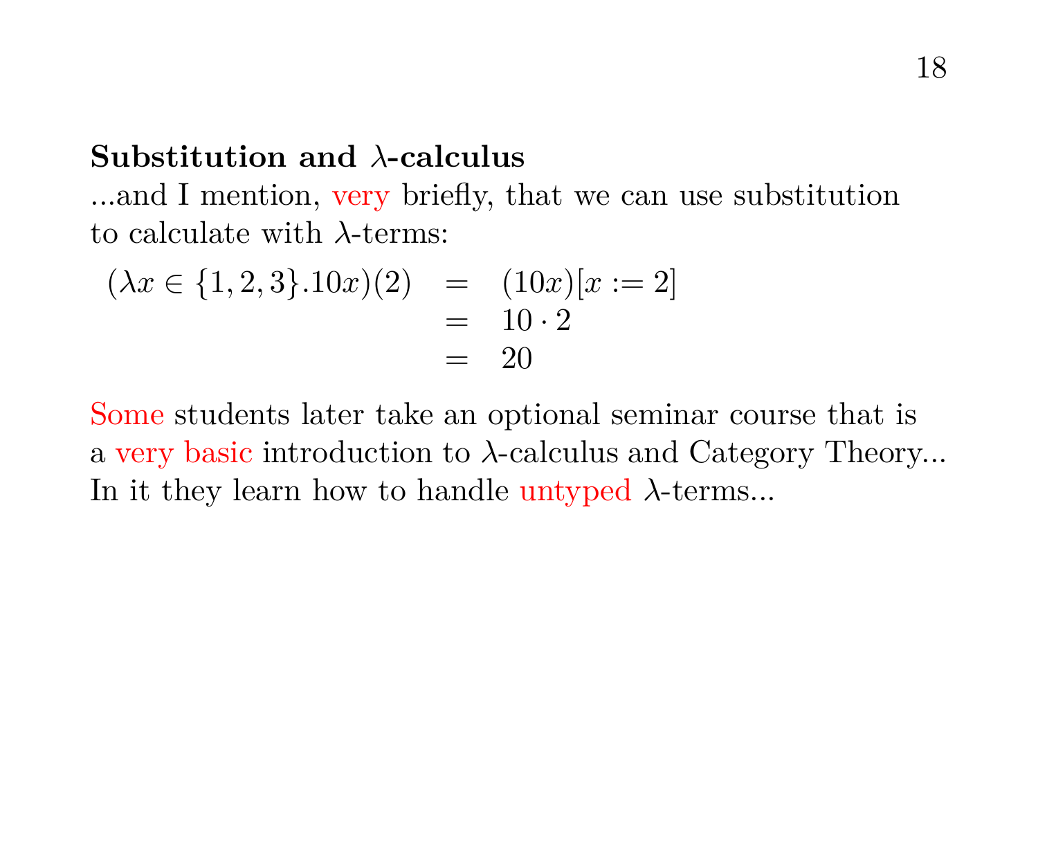**Substitution and $\lambda$-calculus**

...and I mention, very briefly, that we can use substitution to calculate with $\lambda$-terms:

$$
\begin{array}{rcl}
(\lambda x \in \{1,2,3\}.10x)(2) & = & (10x)[x := 2] \\
 & = & 10 \cdot 2 \\
 & = & 20
\end{array}
$$

Some students later take an optional seminar course that is a very basic introduction to $\lambda$-calculus and Category Theory... In it they learn how to handle untyped $\lambda$-terms...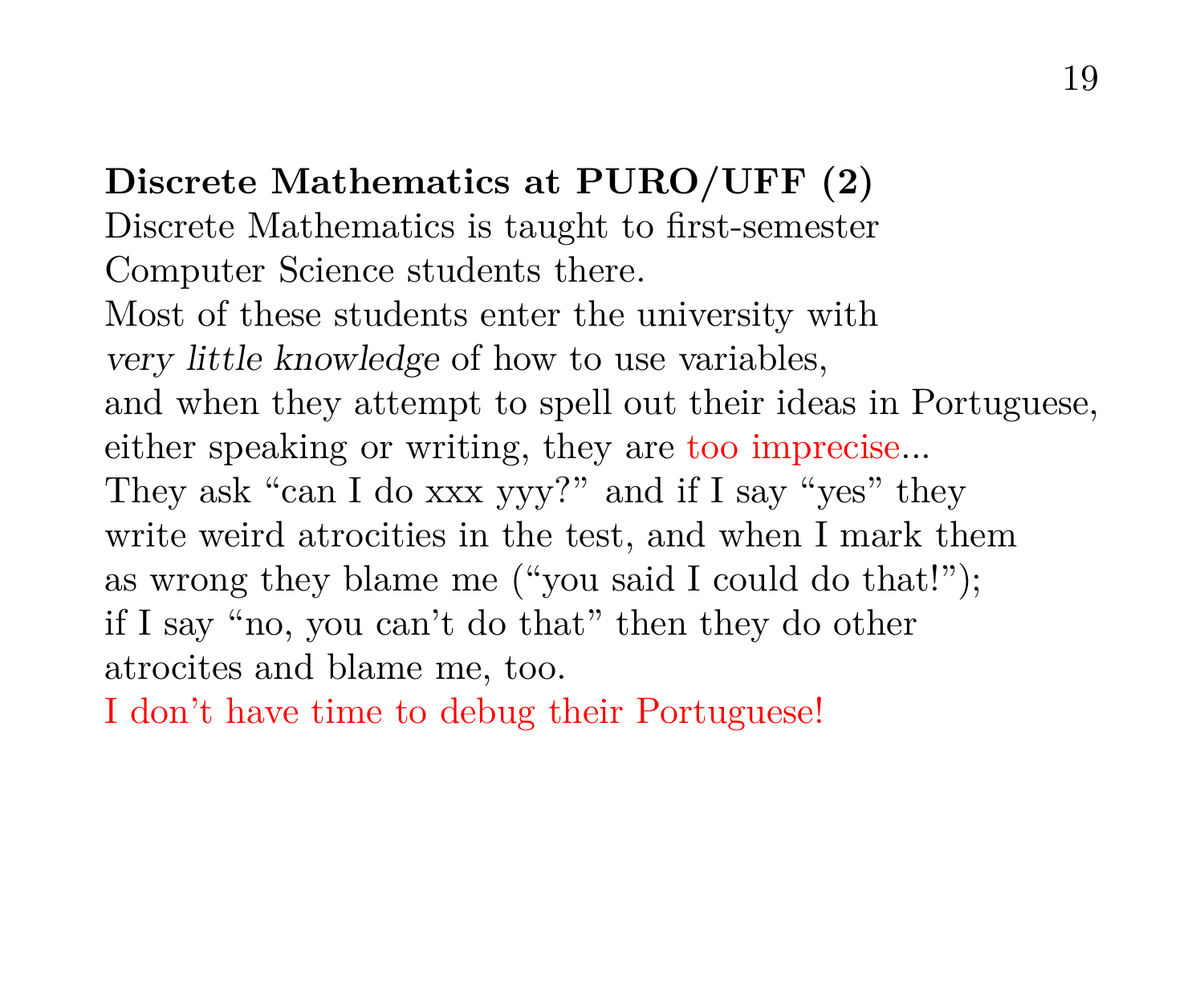**Discrete Mathematics at PURO/UFF (2)**
Discrete Mathematics is taught to first-semester
Computer Science students there.
Most of these students enter the university with
*very little knowledge* of how to use variables,
and when they attempt to spell out their ideas in Portuguese,
either speaking or writing, they are too imprecise...
They ask “can I do xxx yyy?” and if I say “yes” they
write weird atrocities in the test, and when I mark them
as wrong they blame me (“you said I could do that!”);
if I say “no, you can’t do that” then they do other
atrocites and blame me, too.
I don’t have time to debug their Portuguese!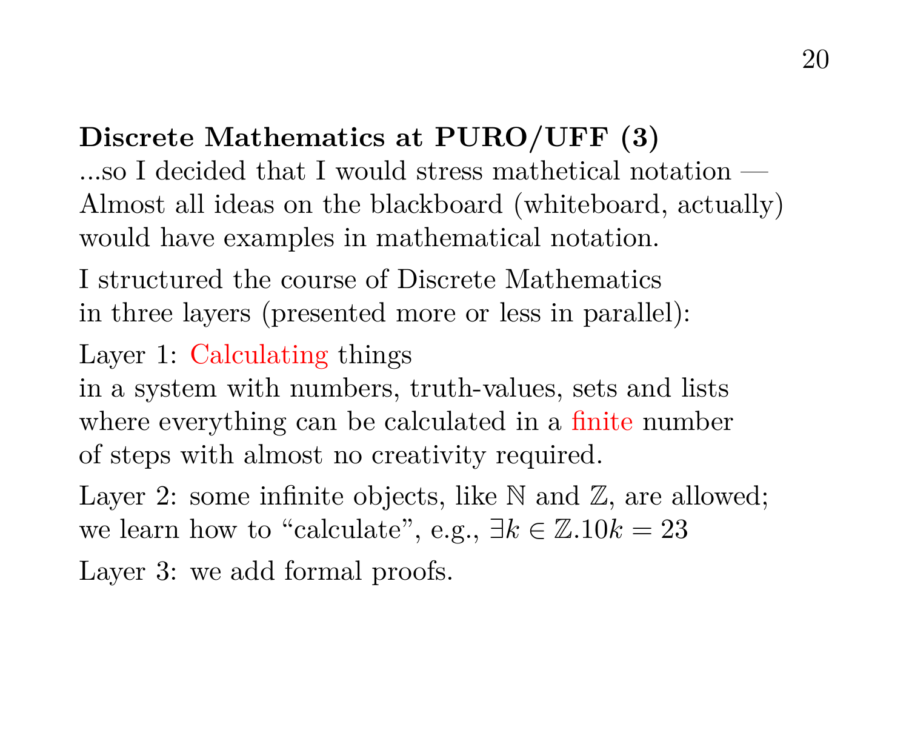**Discrete Mathematics at PURO/UFF (3)**
...so I decided that I would stress mathetical notation —
Almost all ideas on the blackboard (whiteboard, actually)
would have examples in mathematical notation.

I structured the course of Discrete Mathematics
in three layers (presented more or less in parallel):

Layer 1: Calculating things
in a system with numbers, truth-values, sets and lists
where everything can be calculated in a finite number
of steps with almost no creativity required.

Layer 2: some infinite objects, like $\mathbb{N}$ and $\mathbb{Z}$, are allowed;
we learn how to "calculate", e.g., $\exists k \in \mathbb{Z}.10k = 23$

Layer 3: we add formal proofs.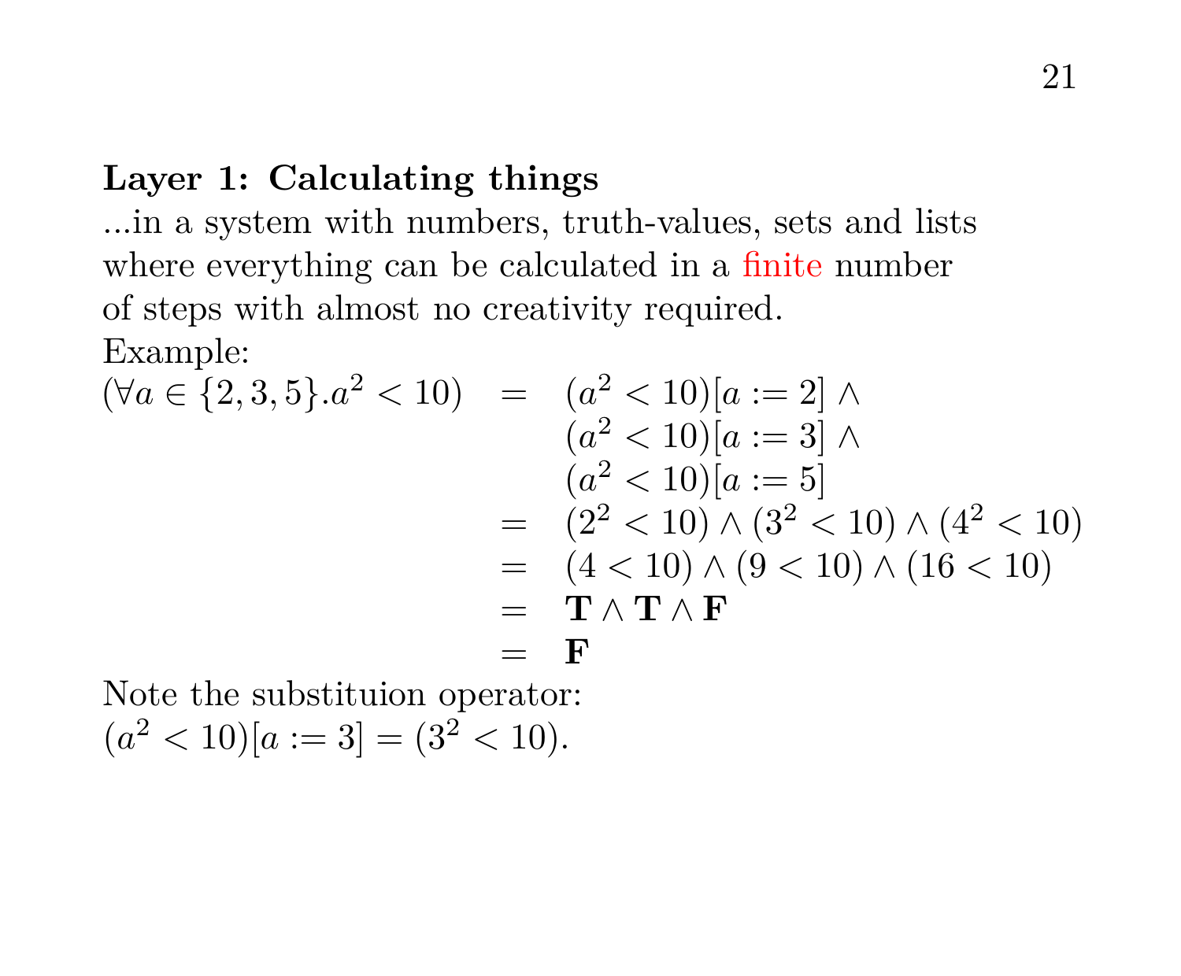**Layer 1: Calculating things**

...in a system with numbers, truth-values, sets and lists where everything can be calculated in a finite number of steps with almost no creativity required.

Example:

$$
\begin{array}{rcl}
(\forall a \in \{2,3,5\}.a^2 < 10) & = & (a^2 < 10)[a := 2] \wedge \\
 & & (a^2 < 10)[a := 3] \wedge \\
 & & (a^2 < 10)[a := 5] \\
 & = & (2^2 < 10) \wedge (3^2 < 10) \wedge (4^2 < 10) \\
 & = & (4 < 10) \wedge (9 < 10) \wedge (16 < 10) \\
 & = & \mathbf{T} \wedge \mathbf{T} \wedge \mathbf{F} \\
 & = & \mathbf{F}
\end{array}
$$

Note the substituion operator:
$(a^2 < 10)[a := 3] = (3^2 < 10)$.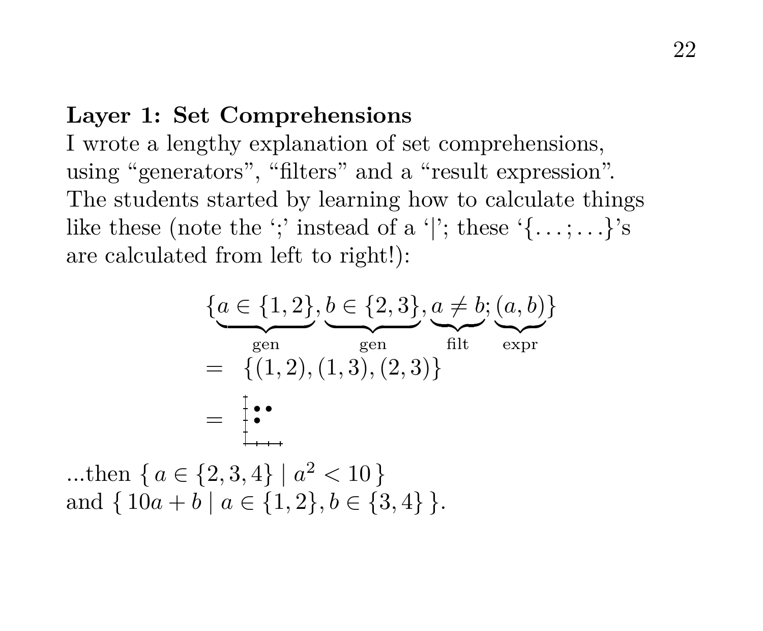**Layer 1: Set Comprehensions**

I wrote a lengthy explanation of set comprehensions, using "generators", "filters" and a "result expression". The students started by learning how to calculate things like these (note the ';' instead of a '|'; these '$\{\ldots;\ldots\}$'s are calculated from left to right!):

$$
\begin{aligned}
& \{\underbrace{a \in \{1,2\}}_{\text{gen}}, \underbrace{b \in \{2,3\}}_{\text{gen}}, \underbrace{a \neq b}_{\text{filt}}; \underbrace{(a,b)}_{\text{expr}}\} \\
= \;& \{(1,2),(1,3),(2,3)\}
\end{aligned}
$$

...then $\{\, a \in \{2,3,4\} \mid a^2 < 10 \,\}$ and $\{\, 10a + b \mid a \in \{1,2\}, b \in \{3,4\} \,\}$.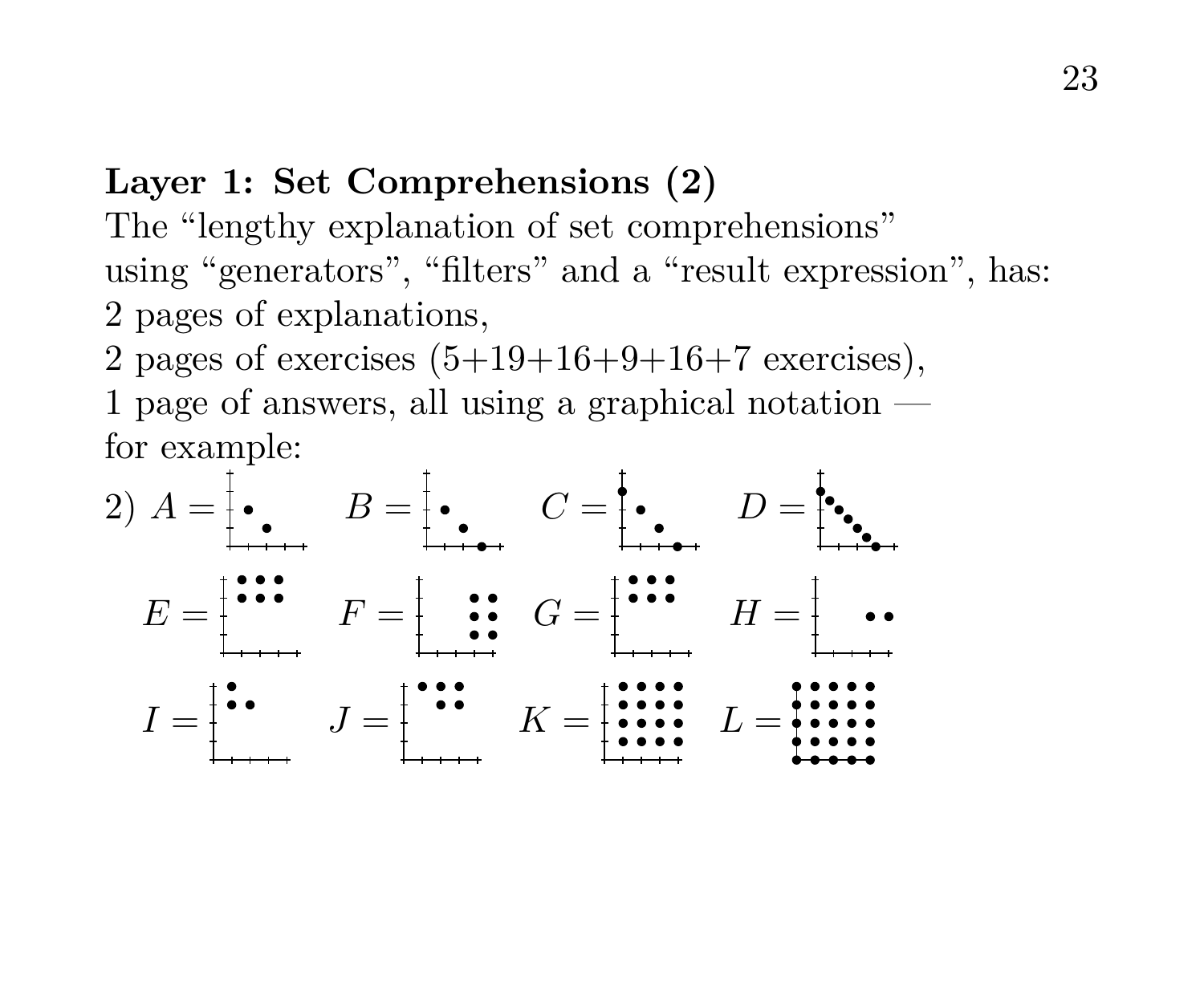**Layer 1: Set Comprehensions (2)**

The "lengthy explanation of set comprehensions" using "generators", "filters" and a "result expression", has:
2 pages of explanations,
2 pages of exercises (5+19+16+9+16+7 exercises),
1 page of answers, all using a graphical notation — for example:

2) $A =$ $\quad B =$ $\quad C =$ $\quad D =$

$E =$ $\quad F =$ $\quad G =$ $\quad H =$

$I =$ $\quad J =$ $\quad K =$ $\quad L =$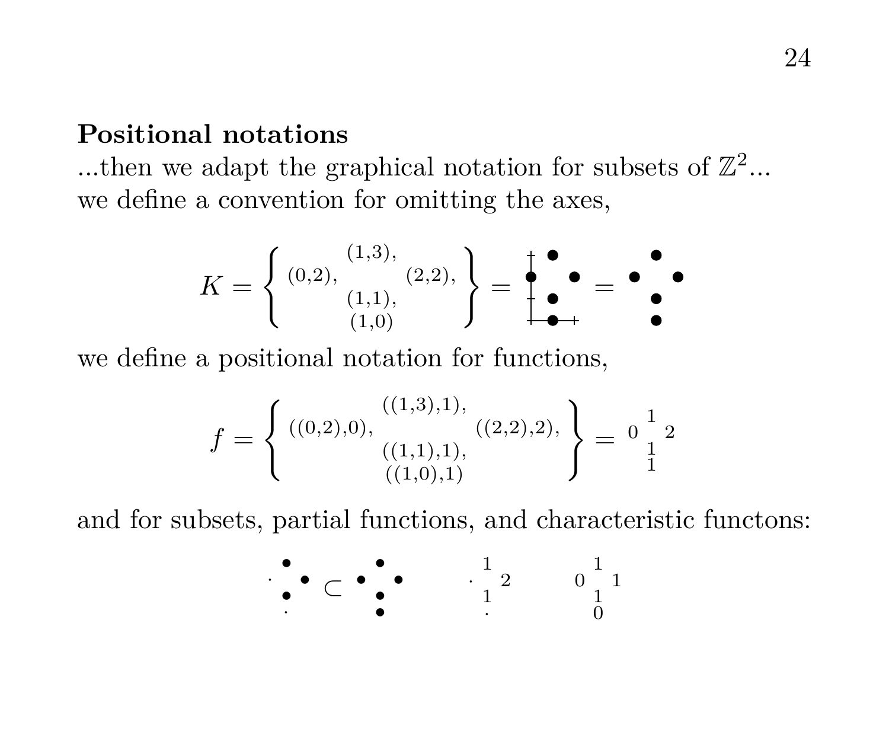**Positional notations**

...then we adapt the graphical notation for subsets of $\mathbb{Z}^2$...
we define a convention for omitting the axes,

$$K = \left\{ \begin{matrix} & (1{,}3), & \\ (0{,}2), & & (2{,}2), \\ & (1{,}1), & \\ & (1{,}0) & \end{matrix} \right\} = \begin{matrix} & \bullet & \\ \bullet & & \bullet \\ & \bullet & \\ & \bullet & \end{matrix} = \begin{matrix} & \bullet & \\ \bullet & & \bullet \\ & \bullet & \\ & \bullet & \end{matrix}$$

we define a positional notation for functions,

$$f = \left\{ \begin{matrix} & ((1{,}3){,}1), & \\ ((0{,}2){,}0), & & ((2{,}2){,}2), \\ & ((1{,}1){,}1), & \\ & ((1{,}0){,}1) & \end{matrix} \right\} = \begin{matrix} & 1 & \\ 0 & & 2 \\ & 1 & \\ & 1 & \end{matrix}$$

and for subsets, partial functions, and characteristic functons:

$$\begin{matrix} & \bullet & \\ \cdot & & \bullet \\ & \bullet & \\ & \cdot & \end{matrix} \subset \begin{matrix} & \bullet & \\ \bullet & & \bullet \\ & \bullet & \\ & \bullet & \end{matrix} \qquad \begin{matrix} & 1 & \\ \cdot & & 2 \\ & 1 & \\ & \cdot & \end{matrix} \qquad \begin{matrix} & 1 & \\ 0 & & 1 \\ & 1 & \\ & 0 & \end{matrix}$$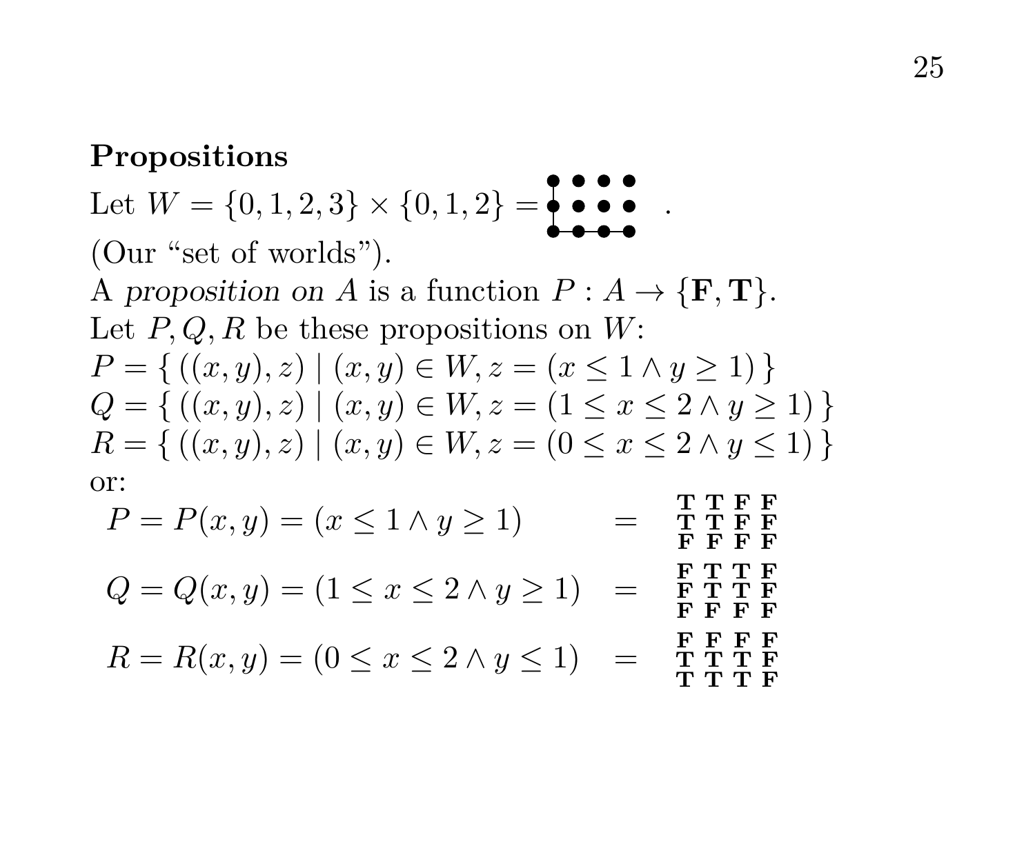**Propositions**

Let $W = \{0,1,2,3\} \times \{0,1,2\} =$ 

$$\begin{matrix} \bullet & \bullet & \bullet & \bullet \\ \bullet & \bullet & \bullet & \bullet \\ \bullet & \bullet & \bullet & \bullet \end{matrix}$$

.

(Our "set of worlds").

A *proposition on* $A$ is a function $P : A \to \{\mathbf{F}, \mathbf{T}\}$.

Let $P, Q, R$ be these propositions on $W$:

$P = \{\, ((x,y),z) \mid (x,y) \in W, z = (x \leq 1 \land y \geq 1) \,\}$

$Q = \{\, ((x,y),z) \mid (x,y) \in W, z = (1 \leq x \leq 2 \land y \geq 1) \,\}$

$R = \{\, ((x,y),z) \mid (x,y) \in W, z = (0 \leq x \leq 2 \land y \leq 1) \,\}$

or:

$$P = P(x,y) = (x \leq 1 \land y \geq 1) \quad = \quad \begin{matrix} \mathbf{T} & \mathbf{T} & \mathbf{F} & \mathbf{F} \\ \mathbf{T} & \mathbf{T} & \mathbf{F} & \mathbf{F} \\ \mathbf{F} & \mathbf{F} & \mathbf{F} & \mathbf{F} \end{matrix}$$

$$Q = Q(x,y) = (1 \leq x \leq 2 \land y \geq 1) \quad = \quad \begin{matrix} \mathbf{F} & \mathbf{T} & \mathbf{T} & \mathbf{F} \\ \mathbf{F} & \mathbf{T} & \mathbf{T} & \mathbf{F} \\ \mathbf{F} & \mathbf{F} & \mathbf{F} & \mathbf{F} \end{matrix}$$

$$R = R(x,y) = (0 \leq x \leq 2 \land y \leq 1) \quad = \quad \begin{matrix} \mathbf{F} & \mathbf{F} & \mathbf{F} & \mathbf{F} \\ \mathbf{T} & \mathbf{T} & \mathbf{T} & \mathbf{F} \\ \mathbf{T} & \mathbf{T} & \mathbf{T} & \mathbf{F} \end{matrix}$$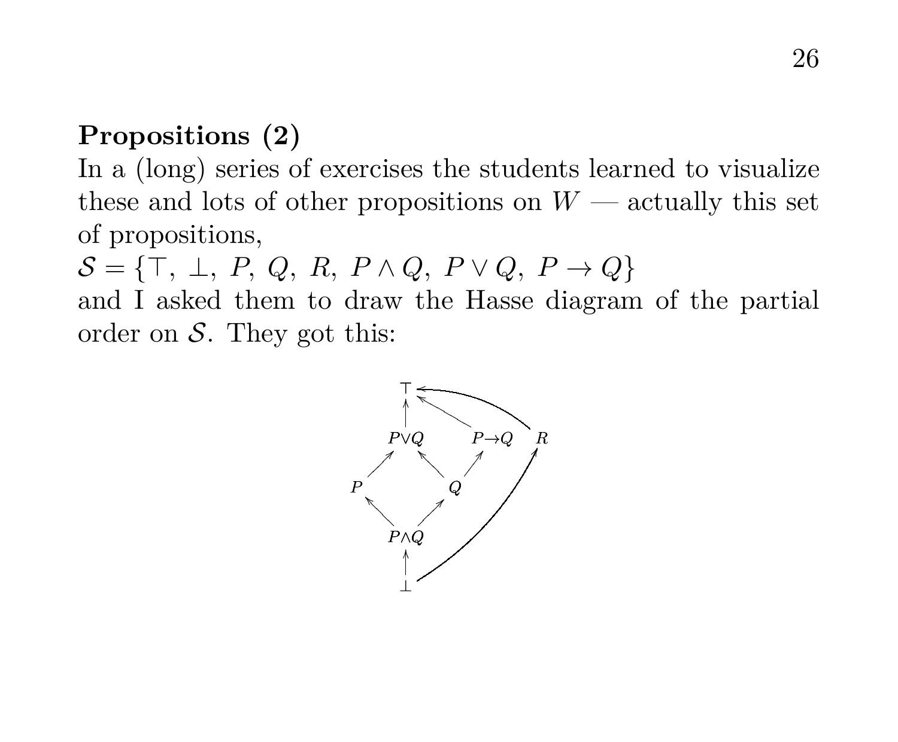**Propositions (2)**

In a (long) series of exercises the students learned to visualize these and lots of other propositions on $W$ — actually this set of propositions,

$\mathcal{S} = \{\top,\ \bot,\ P,\ Q,\ R,\ P \land Q,\ P \lor Q,\ P \to Q\}$

and I asked them to draw the Hasse diagram of the partial order on $\mathcal{S}$. They got this: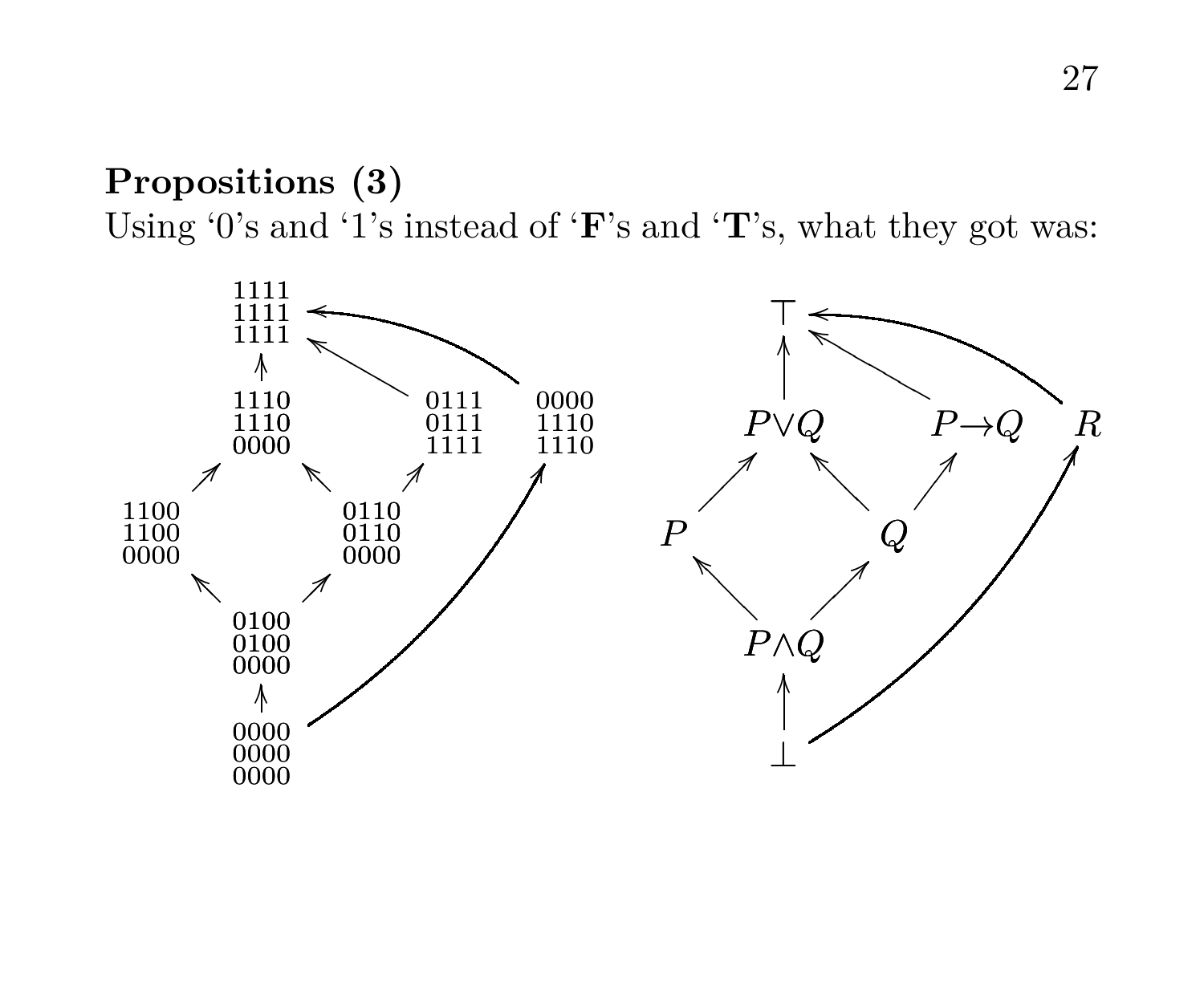**Propositions (3)**

Using '0's and '1's instead of '**F**'s and '**T**'s, what they got was: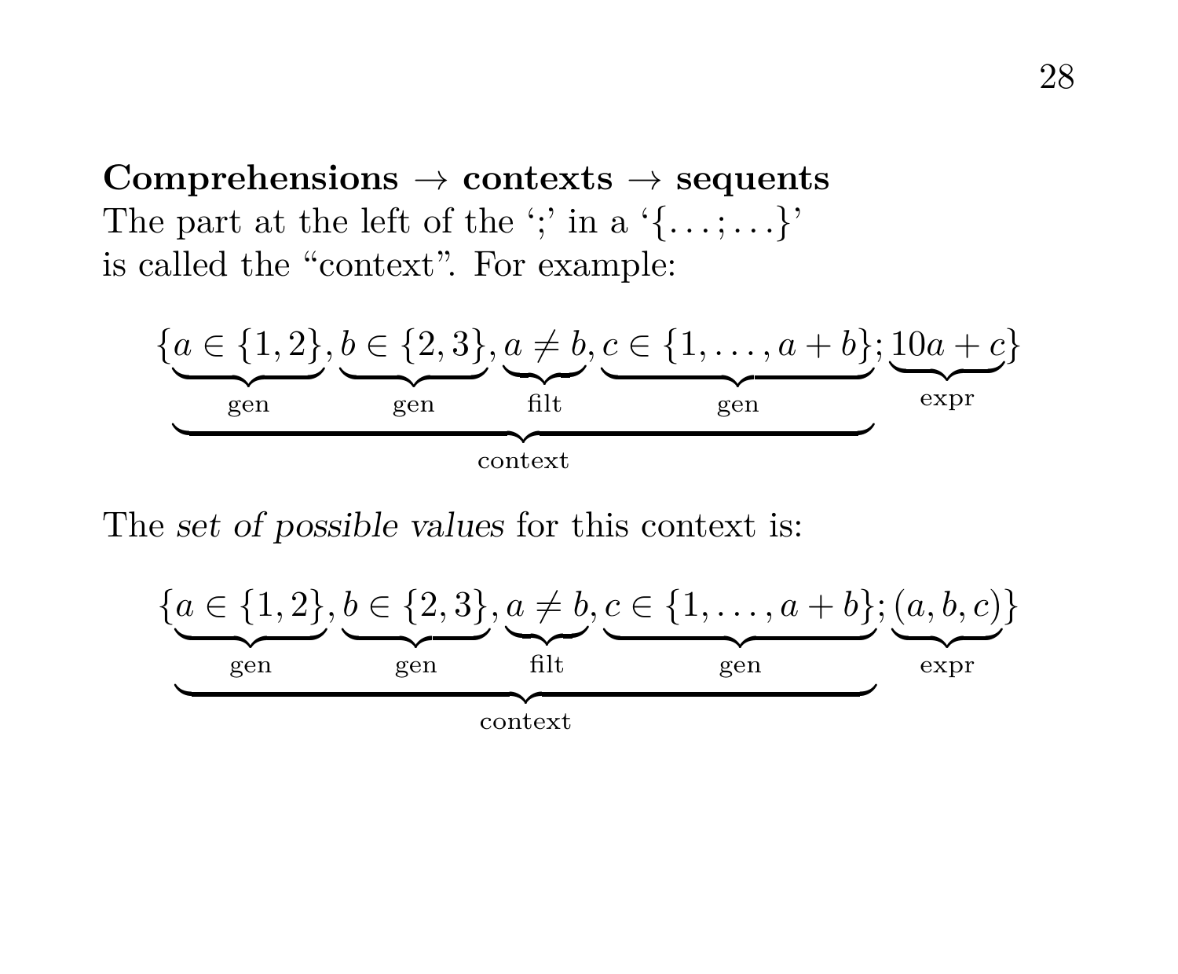**Comprehensions → contexts → sequents**
The part at the left of the ';' in a '$\{\ldots;\ldots\}$'
is called the "context". For example:

$$\{\underbrace{\underbrace{a \in \{1,2\}}_{\text{gen}}, \underbrace{b \in \{2,3\}}_{\text{gen}}, \underbrace{a \neq b}_{\text{filt}}, \underbrace{c \in \{1,\ldots,a+b\}}_{\text{gen}}}_{\text{context}}; \underbrace{10a+c}_{\text{expr}}\}$$

The *set of possible values* for this context is:

$$\{\underbrace{\underbrace{a \in \{1,2\}}_{\text{gen}}, \underbrace{b \in \{2,3\}}_{\text{gen}}, \underbrace{a \neq b}_{\text{filt}}, \underbrace{c \in \{1,\ldots,a+b\}}_{\text{gen}}}_{\text{context}}; \underbrace{(a,b,c)}_{\text{expr}}\}$$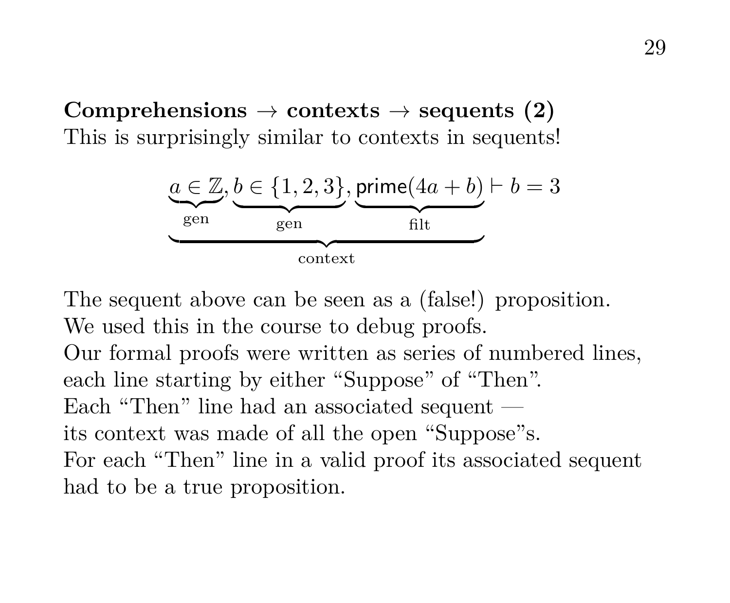**Comprehensions → contexts → sequents (2)**

This is surprisingly similar to contexts in sequents!

$$\underbrace{\underbrace{a \in \mathbb{Z}}_{\text{gen}}, \underbrace{b \in \{1,2,3\}}_{\text{gen}}, \underbrace{\mathsf{prime}(4a+b)}_{\text{filt}}}_{\text{context}} \vdash b = 3$$

The sequent above can be seen as a (false!) proposition.
We used this in the course to debug proofs.
Our formal proofs were written as series of numbered lines, each line starting by either "Suppose" of "Then".
Each "Then" line had an associated sequent — its context was made of all the open "Suppose"s.
For each "Then" line in a valid proof its associated sequent had to be a true proposition.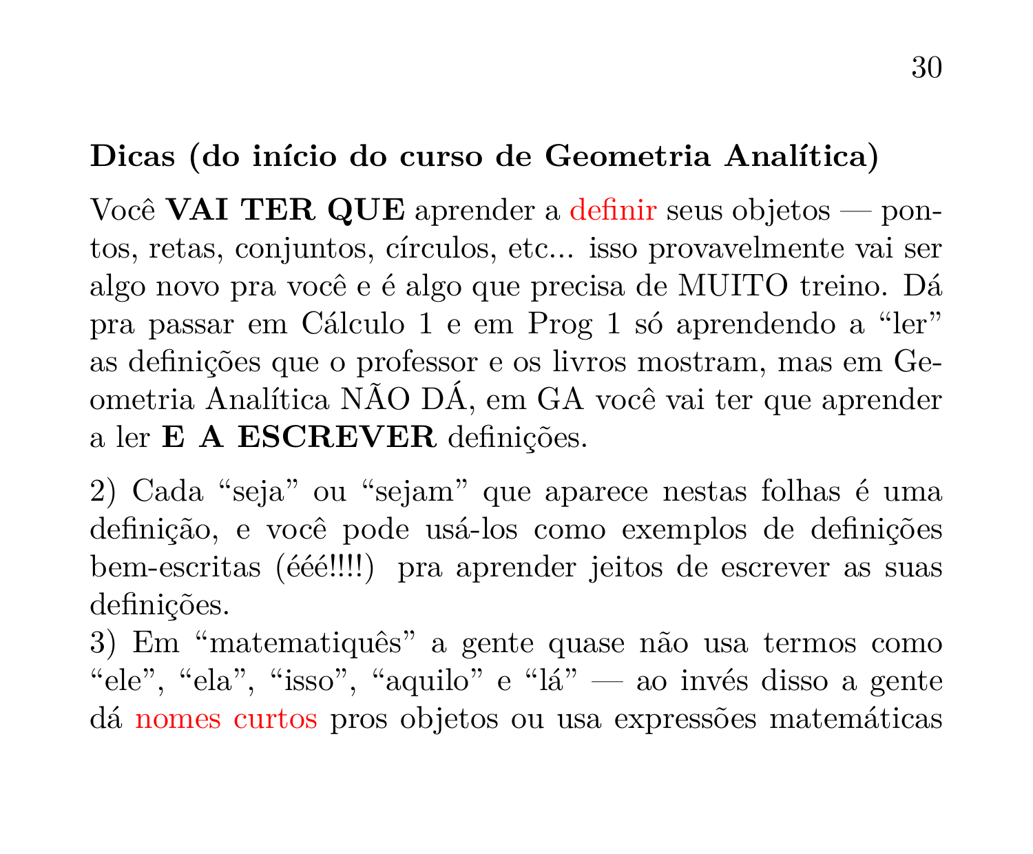**Dicas (do início do curso de Geometria Analítica)**

Você **VAI TER QUE** aprender a definir seus objetos — pontos, retas, conjuntos, círculos, etc... isso provavelmente vai ser algo novo pra você e é algo que precisa de MUITO treino. Dá pra passar em Cálculo 1 e em Prog 1 só aprendendo a "ler" as definições que o professor e os livros mostram, mas em Geometria Analítica NÃO DÁ, em GA você vai ter que aprender a ler **E A ESCREVER** definições.

2) Cada "seja" ou "sejam" que aparece nestas folhas é uma definição, e você pode usá-los como exemplos de definições bem-escritas (éééé!!!!) pra aprender jeitos de escrever as suas definições.

3) Em "matematiquês" a gente quase não usa termos como "ele", "ela", "isso", "aquilo" e "lá" — ao invés disso a gente dá nomes curtos pros objetos ou usa expressões matemáticas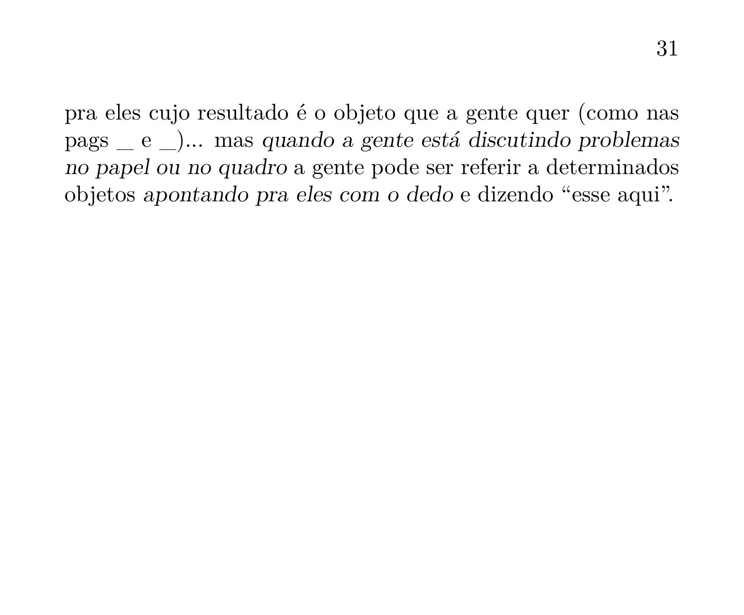pra eles cujo resultado é o objeto que a gente quer (como nas pags __ e __)... mas *quando a gente está discutindo problemas no papel ou no quadro* a gente pode ser referir a determinados objetos *apontando pra eles com o dedo* e dizendo "esse aqui".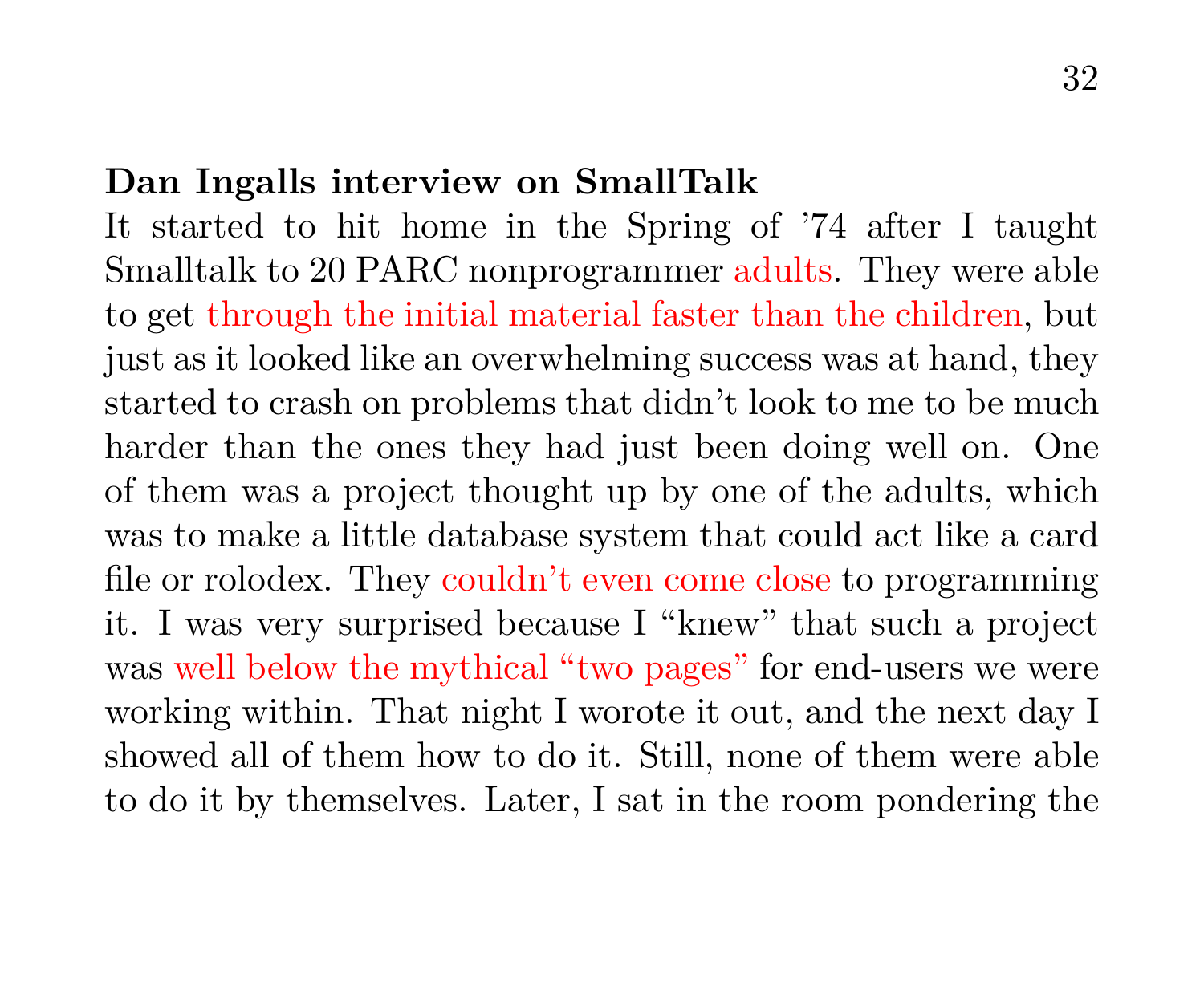**Dan Ingalls interview on SmallTalk**

It started to hit home in the Spring of '74 after I taught Smalltalk to 20 PARC nonprogrammer adults. They were able to get through the initial material faster than the children, but just as it looked like an overwhelming success was at hand, they started to crash on problems that didn't look to me to be much harder than the ones they had just been doing well on. One of them was a project thought up by one of the adults, which was to make a little database system that could act like a card file or rolodex. They couldn't even come close to programming it. I was very surprised because I "knew" that such a project was well below the mythical "two pages" for end-users we were working within. That night I worote it out, and the next day I showed all of them how to do it. Still, none of them were able to do it by themselves. Later, I sat in the room pondering the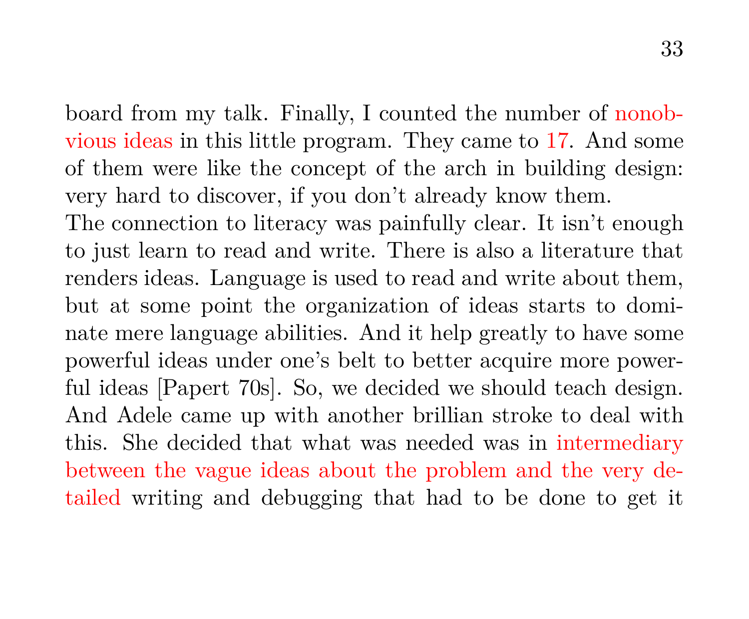board from my talk. Finally, I counted the number of nonobvious ideas in this little program. They came to 17. And some of them were like the concept of the arch in building design: very hard to discover, if you don't already know them.

The connection to literacy was painfully clear. It isn't enough to just learn to read and write. There is also a literature that renders ideas. Language is used to read and write about them, but at some point the organization of ideas starts to dominate mere language abilities. And it help greatly to have some powerful ideas under one's belt to better acquire more powerful ideas [Papert 70s]. So, we decided we should teach design. And Adele came up with another brillian stroke to deal with this. She decided that what was needed was in intermediary between the vague ideas about the problem and the very detailed writing and debugging that had to be done to get it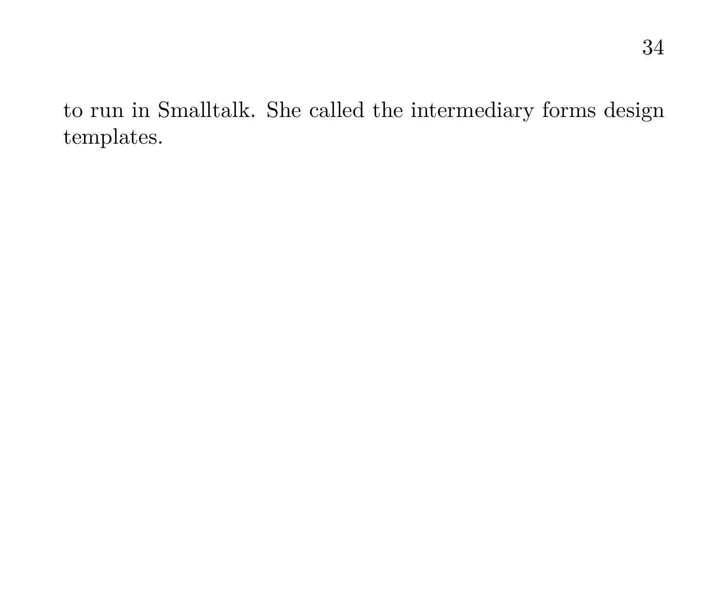to run in Smalltalk. She called the intermediary forms design templates.